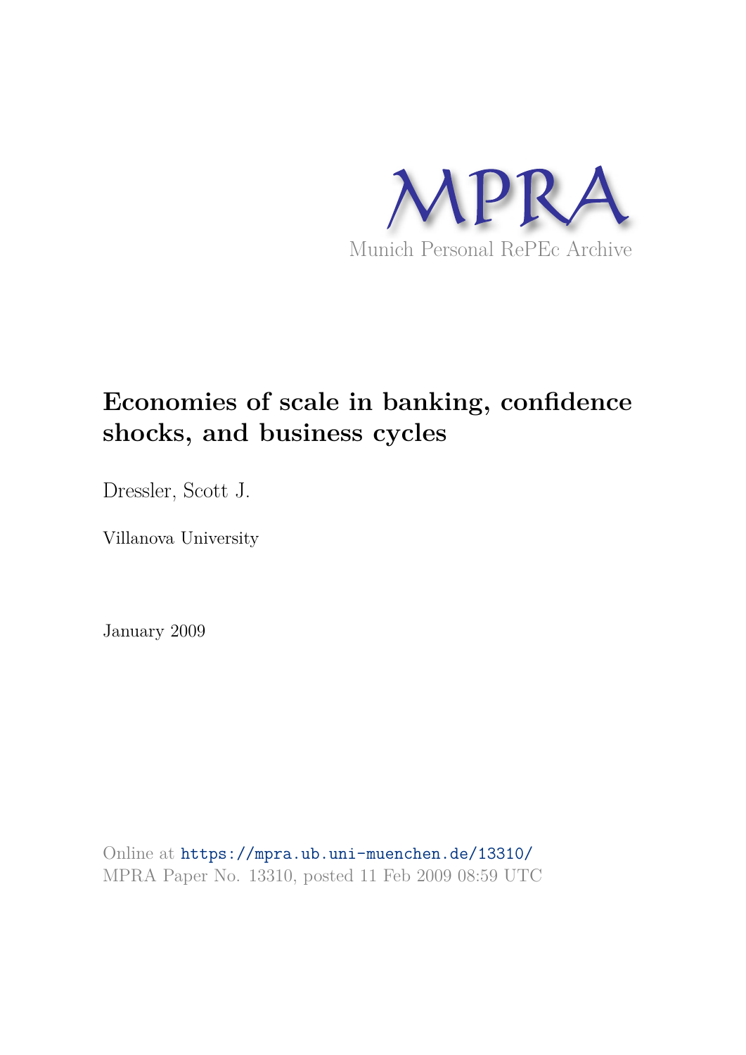MPRA

Munich Personal RePEc Archive

# Economies of scale in banking, confidence shocks, and business cycles

Dressler, Scott J.

Villanova University

January 2009

Online at https://mpra.ub.uni-muenchen.de/13310/
MPRA Paper No. 13310, posted 11 Feb 2009 08:59 UTC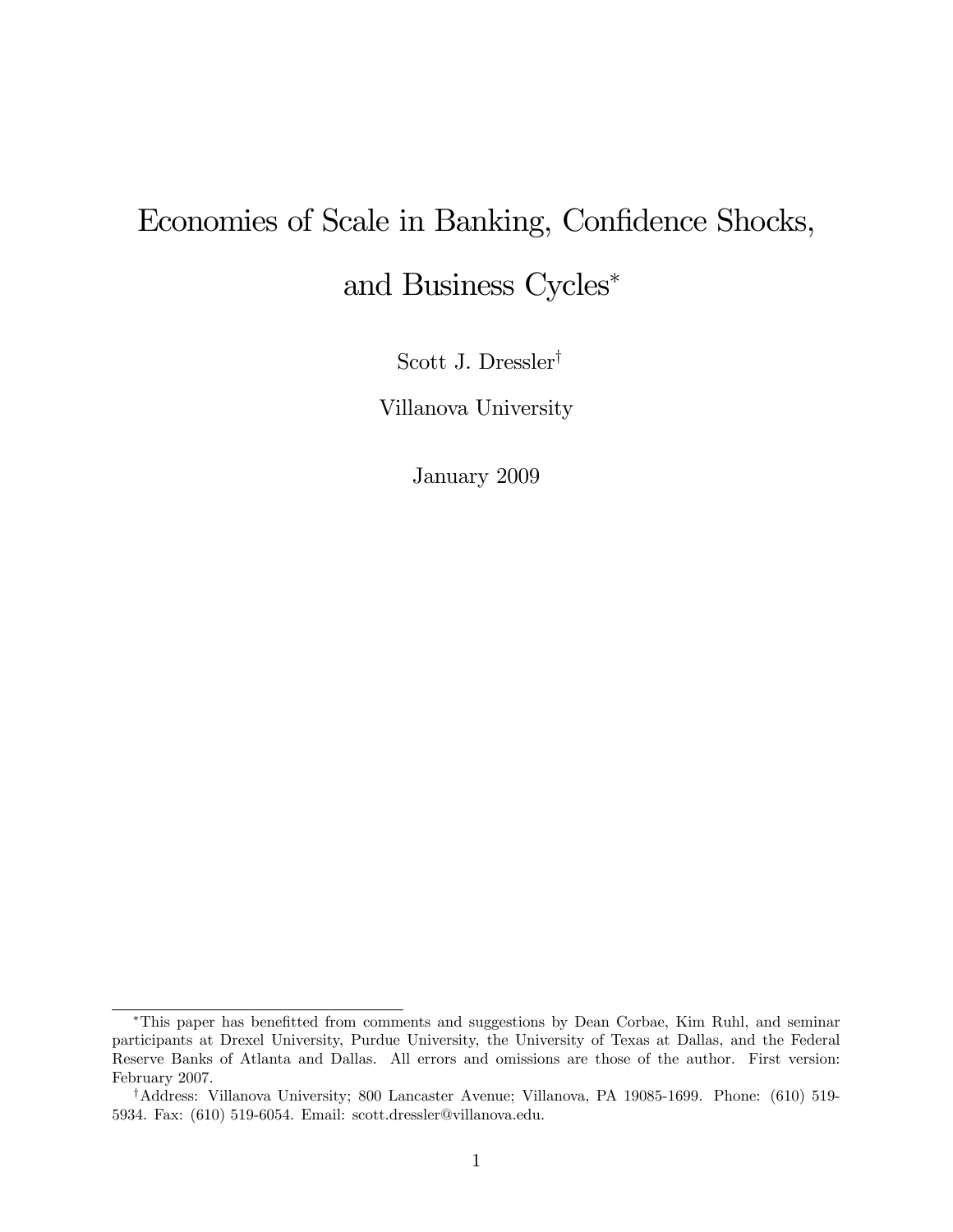# Economies of Scale in Banking, Confidence Shocks, and Business Cycles*

Scott J. Dressler†

Villanova University

January 2009

---

*This paper has benefitted from comments and suggestions by Dean Corbae, Kim Ruhl, and seminar participants at Drexel University, Purdue University, the University of Texas at Dallas, and the Federal Reserve Banks of Atlanta and Dallas. All errors and omissions are those of the author. First version: February 2007.

†Address: Villanova University; 800 Lancaster Avenue; Villanova, PA 19085-1699. Phone: (610) 519-5934. Fax: (610) 519-6054. Email: scott.dressler@villanova.edu.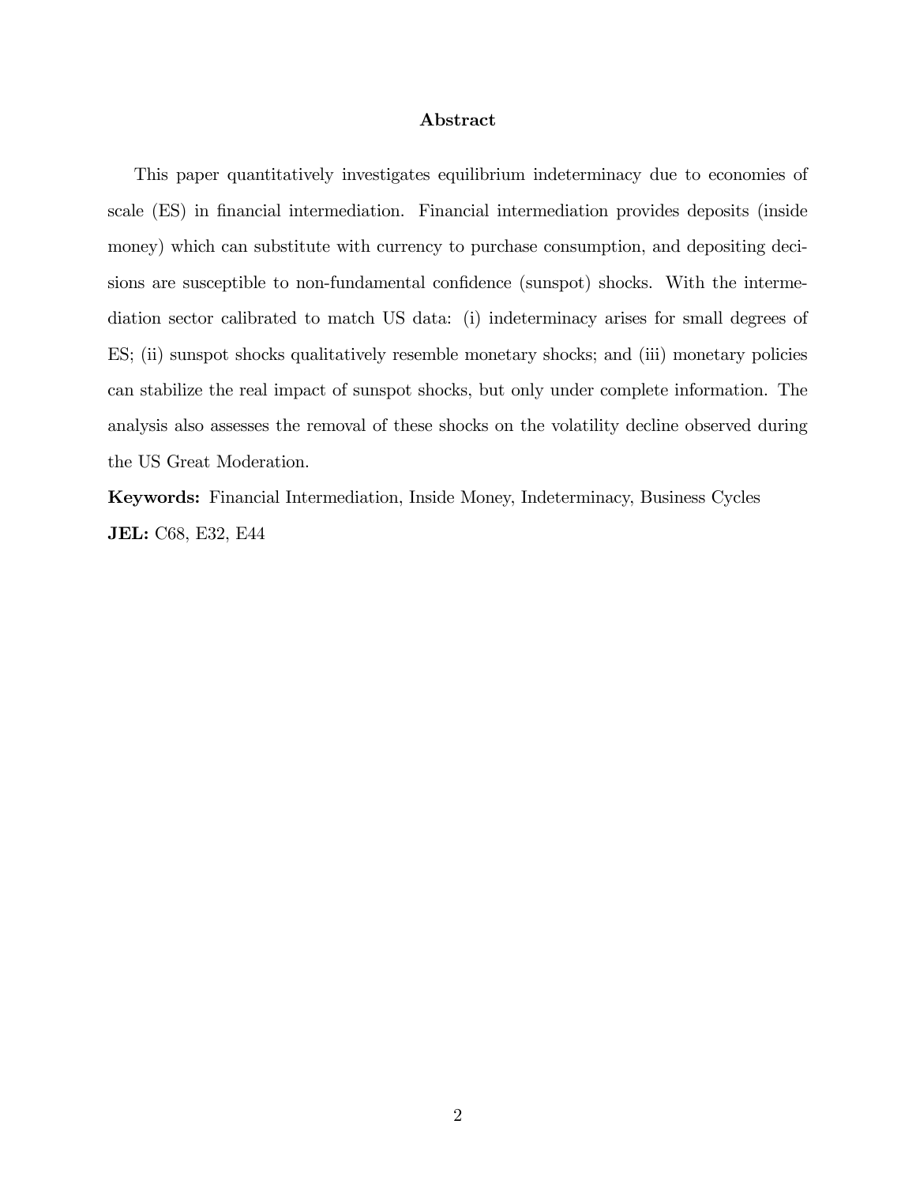# Abstract

This paper quantitatively investigates equilibrium indeterminacy due to economies of scale (ES) in financial intermediation. Financial intermediation provides deposits (inside money) which can substitute with currency to purchase consumption, and depositing decisions are susceptible to non-fundamental confidence (sunspot) shocks. With the intermediation sector calibrated to match US data: (i) indeterminacy arises for small degrees of ES; (ii) sunspot shocks qualitatively resemble monetary shocks; and (iii) monetary policies can stabilize the real impact of sunspot shocks, but only under complete information. The analysis also assesses the removal of these shocks on the volatility decline observed during the US Great Moderation.

**Keywords:** Financial Intermediation, Inside Money, Indeterminacy, Business Cycles

**JEL:** C68, E32, E44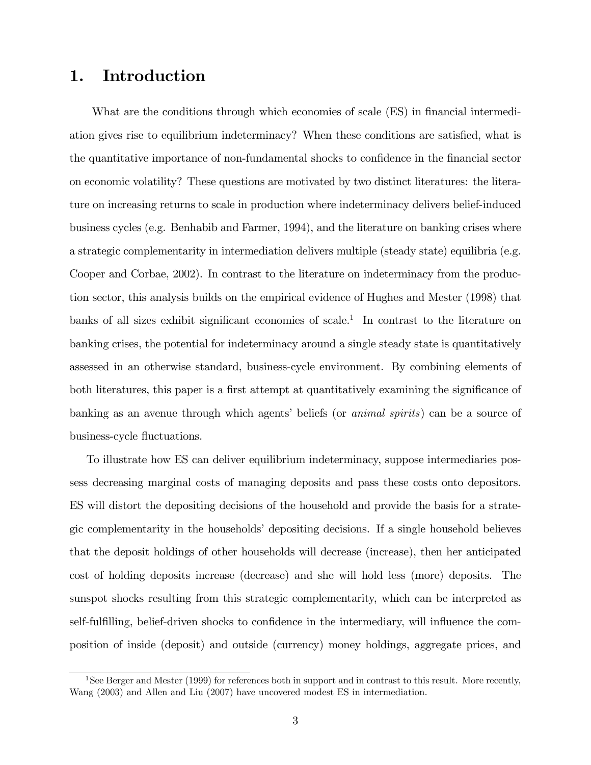# 1. Introduction

What are the conditions through which economies of scale (ES) in financial intermediation gives rise to equilibrium indeterminacy? When these conditions are satisfied, what is the quantitative importance of non-fundamental shocks to confidence in the financial sector on economic volatility? These questions are motivated by two distinct literatures: the literature on increasing returns to scale in production where indeterminacy delivers belief-induced business cycles (e.g. Benhabib and Farmer, 1994), and the literature on banking crises where a strategic complementarity in intermediation delivers multiple (steady state) equilibria (e.g. Cooper and Corbae, 2002). In contrast to the literature on indeterminacy from the production sector, this analysis builds on the empirical evidence of Hughes and Mester (1998) that banks of all sizes exhibit significant economies of scale.[1] In contrast to the literature on banking crises, the potential for indeterminacy around a single steady state is quantitatively assessed in an otherwise standard, business-cycle environment. By combining elements of both literatures, this paper is a first attempt at quantitatively examining the significance of banking as an avenue through which agents' beliefs (or *animal spirits*) can be a source of business-cycle fluctuations.

To illustrate how ES can deliver equilibrium indeterminacy, suppose intermediaries possess decreasing marginal costs of managing deposits and pass these costs onto depositors. ES will distort the depositing decisions of the household and provide the basis for a strategic complementarity in the households' depositing decisions. If a single household believes that the deposit holdings of other households will decrease (increase), then her anticipated cost of holding deposits increase (decrease) and she will hold less (more) deposits. The sunspot shocks resulting from this strategic complementarity, which can be interpreted as self-fulfilling, belief-driven shocks to confidence in the intermediary, will influence the composition of inside (deposit) and outside (currency) money holdings, aggregate prices, and

[1] See Berger and Mester (1999) for references both in support and in contrast to this result. More recently, Wang (2003) and Allen and Liu (2007) have uncovered modest ES in intermediation.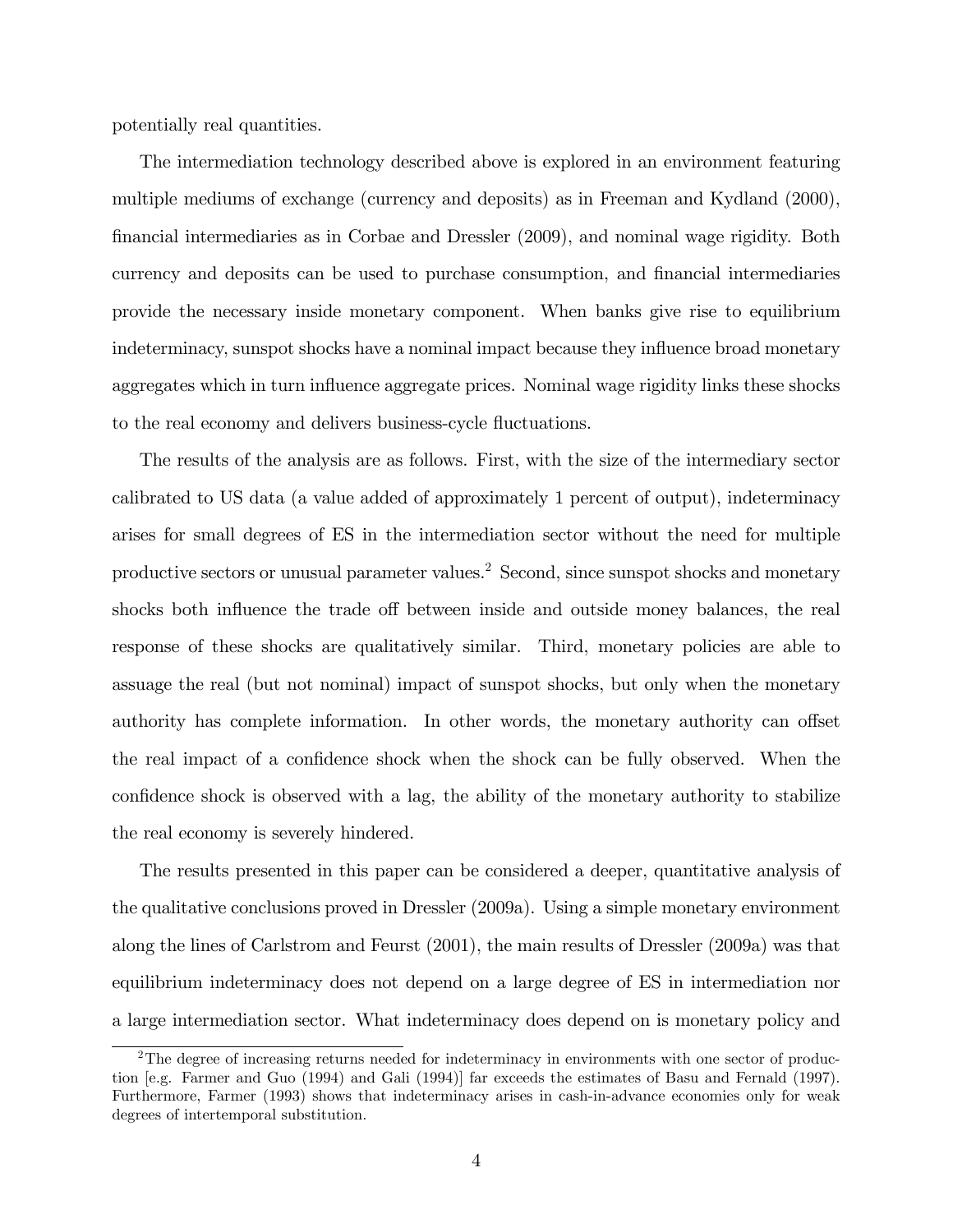potentially real quantities.

The intermediation technology described above is explored in an environment featuring multiple mediums of exchange (currency and deposits) as in Freeman and Kydland (2000), financial intermediaries as in Corbae and Dressler (2009), and nominal wage rigidity. Both currency and deposits can be used to purchase consumption, and financial intermediaries provide the necessary inside monetary component. When banks give rise to equilibrium indeterminacy, sunspot shocks have a nominal impact because they influence broad monetary aggregates which in turn influence aggregate prices. Nominal wage rigidity links these shocks to the real economy and delivers business-cycle fluctuations.

The results of the analysis are as follows. First, with the size of the intermediary sector calibrated to US data (a value added of approximately 1 percent of output), indeterminacy arises for small degrees of ES in the intermediation sector without the need for multiple productive sectors or unusual parameter values.[2] Second, since sunspot shocks and monetary shocks both influence the trade off between inside and outside money balances, the real response of these shocks are qualitatively similar. Third, monetary policies are able to assuage the real (but not nominal) impact of sunspot shocks, but only when the monetary authority has complete information. In other words, the monetary authority can offset the real impact of a confidence shock when the shock can be fully observed. When the confidence shock is observed with a lag, the ability of the monetary authority to stabilize the real economy is severely hindered.

The results presented in this paper can be considered a deeper, quantitative analysis of the qualitative conclusions proved in Dressler (2009a). Using a simple monetary environment along the lines of Carlstrom and Feurst (2001), the main results of Dressler (2009a) was that equilibrium indeterminacy does not depend on a large degree of ES in intermediation nor a large intermediation sector. What indeterminacy does depend on is monetary policy and

[2] The degree of increasing returns needed for indeterminacy in environments with one sector of production [e.g. Farmer and Guo (1994) and Gali (1994)] far exceeds the estimates of Basu and Fernald (1997). Furthermore, Farmer (1993) shows that indeterminacy arises in cash-in-advance economies only for weak degrees of intertemporal substitution.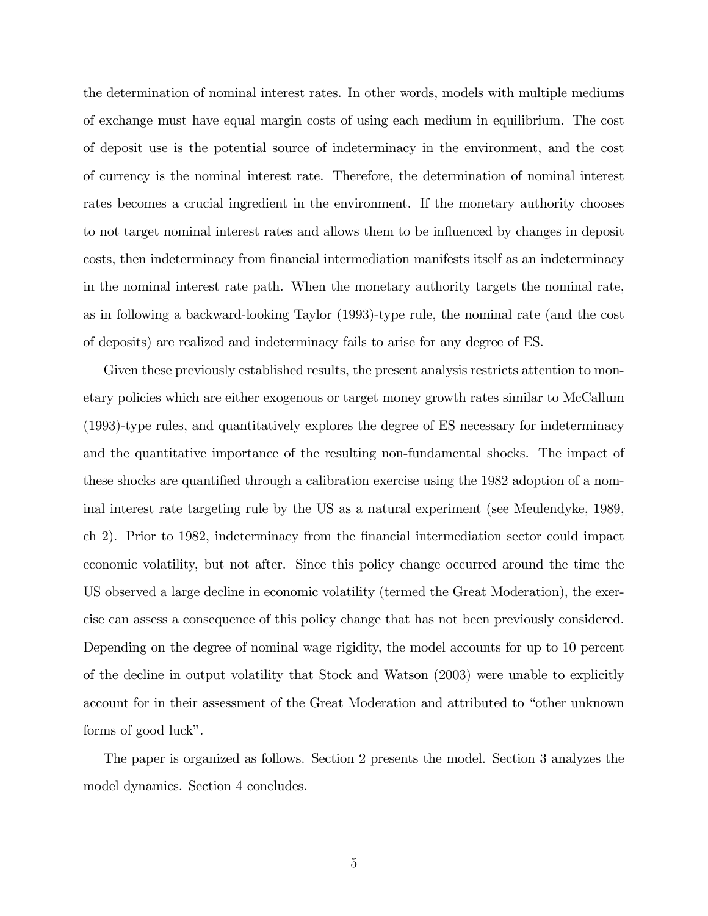the determination of nominal interest rates. In other words, models with multiple mediums of exchange must have equal margin costs of using each medium in equilibrium. The cost of deposit use is the potential source of indeterminacy in the environment, and the cost of currency is the nominal interest rate. Therefore, the determination of nominal interest rates becomes a crucial ingredient in the environment. If the monetary authority chooses to not target nominal interest rates and allows them to be influenced by changes in deposit costs, then indeterminacy from financial intermediation manifests itself as an indeterminacy in the nominal interest rate path. When the monetary authority targets the nominal rate, as in following a backward-looking Taylor (1993)-type rule, the nominal rate (and the cost of deposits) are realized and indeterminacy fails to arise for any degree of ES.

Given these previously established results, the present analysis restricts attention to monetary policies which are either exogenous or target money growth rates similar to McCallum (1993)-type rules, and quantitatively explores the degree of ES necessary for indeterminacy and the quantitative importance of the resulting non-fundamental shocks. The impact of these shocks are quantified through a calibration exercise using the 1982 adoption of a nominal interest rate targeting rule by the US as a natural experiment (see Meulendyke, 1989, ch 2). Prior to 1982, indeterminacy from the financial intermediation sector could impact economic volatility, but not after. Since this policy change occurred around the time the US observed a large decline in economic volatility (termed the Great Moderation), the exercise can assess a consequence of this policy change that has not been previously considered. Depending on the degree of nominal wage rigidity, the model accounts for up to 10 percent of the decline in output volatility that Stock and Watson (2003) were unable to explicitly account for in their assessment of the Great Moderation and attributed to "other unknown forms of good luck".

The paper is organized as follows. Section 2 presents the model. Section 3 analyzes the model dynamics. Section 4 concludes.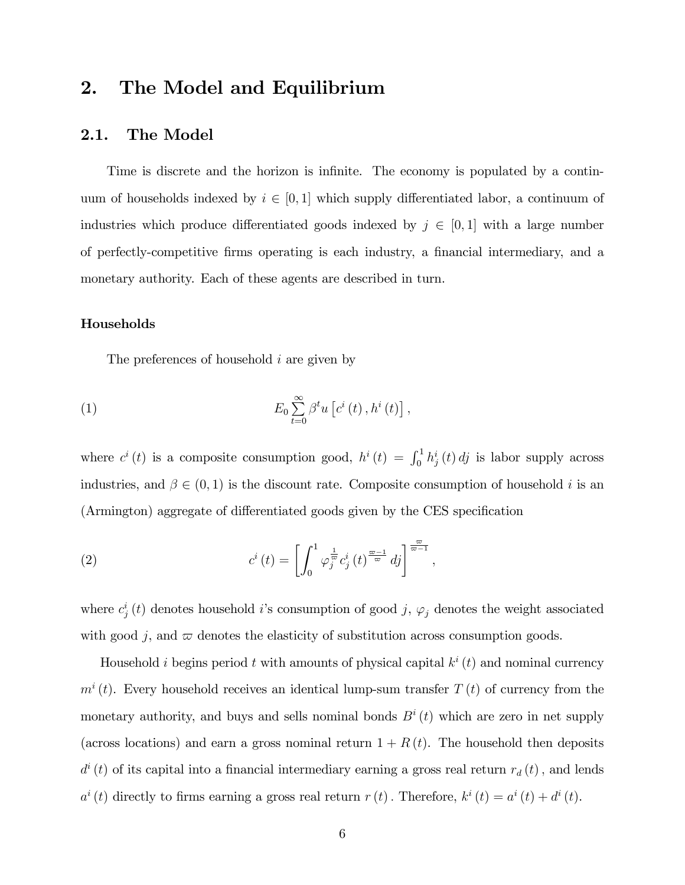# 2. The Model and Equilibrium

## 2.1. The Model

Time is discrete and the horizon is infinite. The economy is populated by a continuum of households indexed by $i \in [0,1]$ which supply differentiated labor, a continuum of industries which produce differentiated goods indexed by $j \in [0,1]$ with a large number of perfectly-competitive firms operating is each industry, a financial intermediary, and a monetary authority. Each of these agents are described in turn.

**Households**

The preferences of household $i$ are given by

$$E_0 \sum_{t=0}^{\infty} \beta^t u\left[c^i(t), h^i(t)\right], \tag{1}$$

where $c^i(t)$ is a composite consumption good, $h^i(t) = \int_0^1 h^i_j(t)\,dj$ is labor supply across industries, and $\beta \in (0,1)$ is the discount rate. Composite consumption of household $i$ is an (Armington) aggregate of differentiated goods given by the CES specification

$$c^i(t) = \left[\int_0^1 \varphi_j^{\frac{1}{\varpi}} c^i_j(t)^{\frac{\varpi-1}{\varpi}}\,dj\right]^{\frac{\varpi}{\varpi-1}}, \tag{2}$$

where $c^i_j(t)$ denotes household $i$'s consumption of good $j$, $\varphi_j$ denotes the weight associated with good $j$, and $\varpi$ denotes the elasticity of substitution across consumption goods.

Household $i$ begins period $t$ with amounts of physical capital $k^i(t)$ and nominal currency $m^i(t)$. Every household receives an identical lump-sum transfer $T(t)$ of currency from the monetary authority, and buys and sells nominal bonds $B^i(t)$ which are zero in net supply (across locations) and earn a gross nominal return $1 + R(t)$. The household then deposits $d^i(t)$ of its capital into a financial intermediary earning a gross real return $r_d(t)$, and lends $a^i(t)$ directly to firms earning a gross real return $r(t)$. Therefore, $k^i(t) = a^i(t) + d^i(t)$.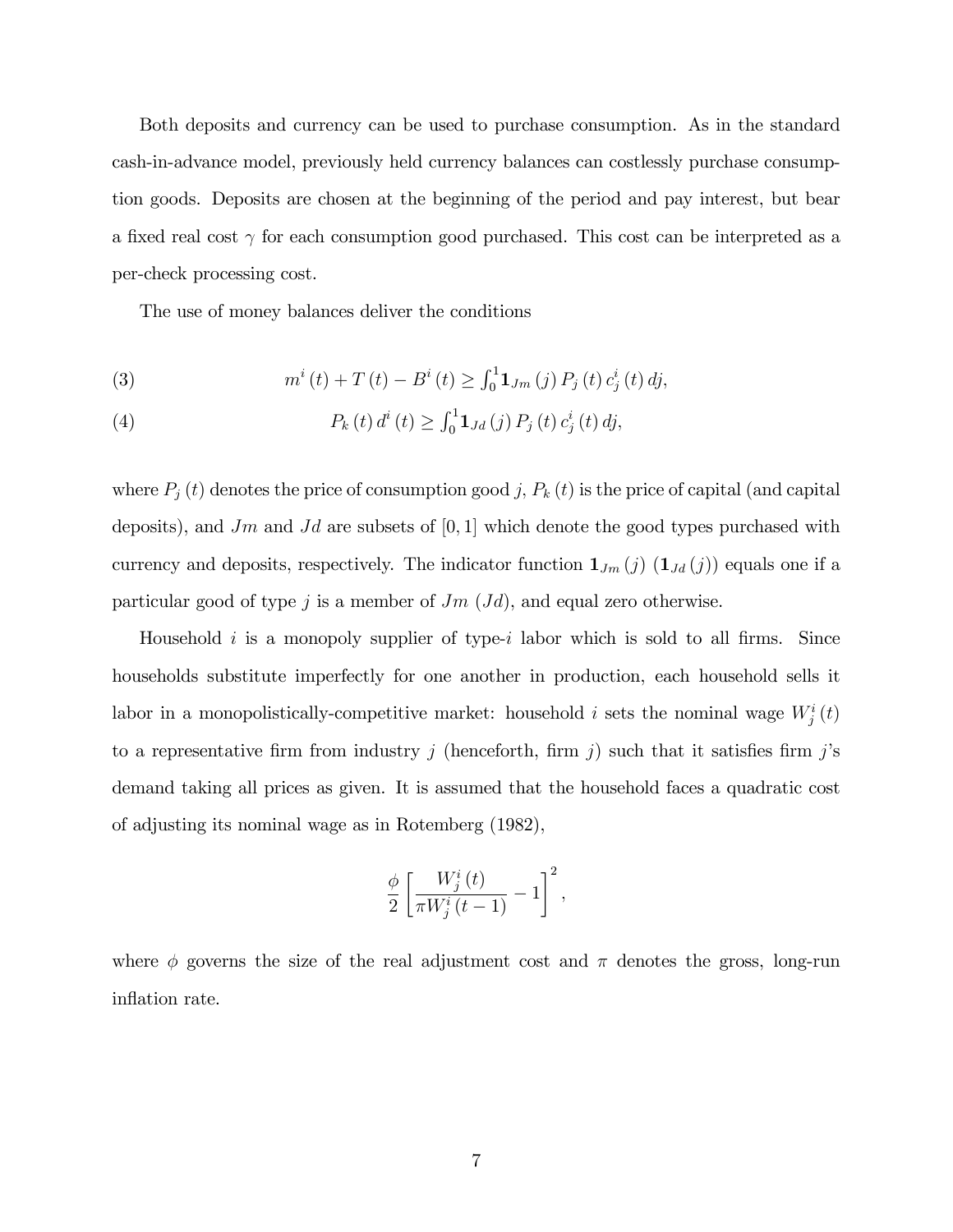Both deposits and currency can be used to purchase consumption. As in the standard cash-in-advance model, previously held currency balances can costlessly purchase consumption goods. Deposits are chosen at the beginning of the period and pay interest, but bear a fixed real cost $\gamma$ for each consumption good purchased. This cost can be interpreted as a per-check processing cost.

The use of money balances deliver the conditions

$$m^{i}(t) + T(t) - B^{i}(t) \geq \int_{0}^{1} \mathbf{1}_{Jm}(j) P_{j}(t) c_{j}^{i}(t) \, dj, \tag{3}$$

$$P_{k}(t) d^{i}(t) \geq \int_{0}^{1} \mathbf{1}_{Jd}(j) P_{j}(t) c_{j}^{i}(t) \, dj, \tag{4}$$

where $P_j(t)$ denotes the price of consumption good $j$, $P_k(t)$ is the price of capital (and capital deposits), and $Jm$ and $Jd$ are subsets of $[0, 1]$ which denote the good types purchased with currency and deposits, respectively. The indicator function $\mathbf{1}_{Jm}(j)$ ($\mathbf{1}_{Jd}(j)$) equals one if a particular good of type $j$ is a member of $Jm$ ($Jd$), and equal zero otherwise.

Household $i$ is a monopoly supplier of type-$i$ labor which is sold to all firms. Since households substitute imperfectly for one another in production, each household sells it labor in a monopolistically-competitive market: household $i$ sets the nominal wage $W_j^i(t)$ to a representative firm from industry $j$ (henceforth, firm $j$) such that it satisfies firm $j$'s demand taking all prices as given. It is assumed that the household faces a quadratic cost of adjusting its nominal wage as in Rotemberg (1982),

$$\frac{\phi}{2} \left[ \frac{W_j^i(t)}{\pi W_j^i(t-1)} - 1 \right]^2,$$

where $\phi$ governs the size of the real adjustment cost and $\pi$ denotes the gross, long-run inflation rate.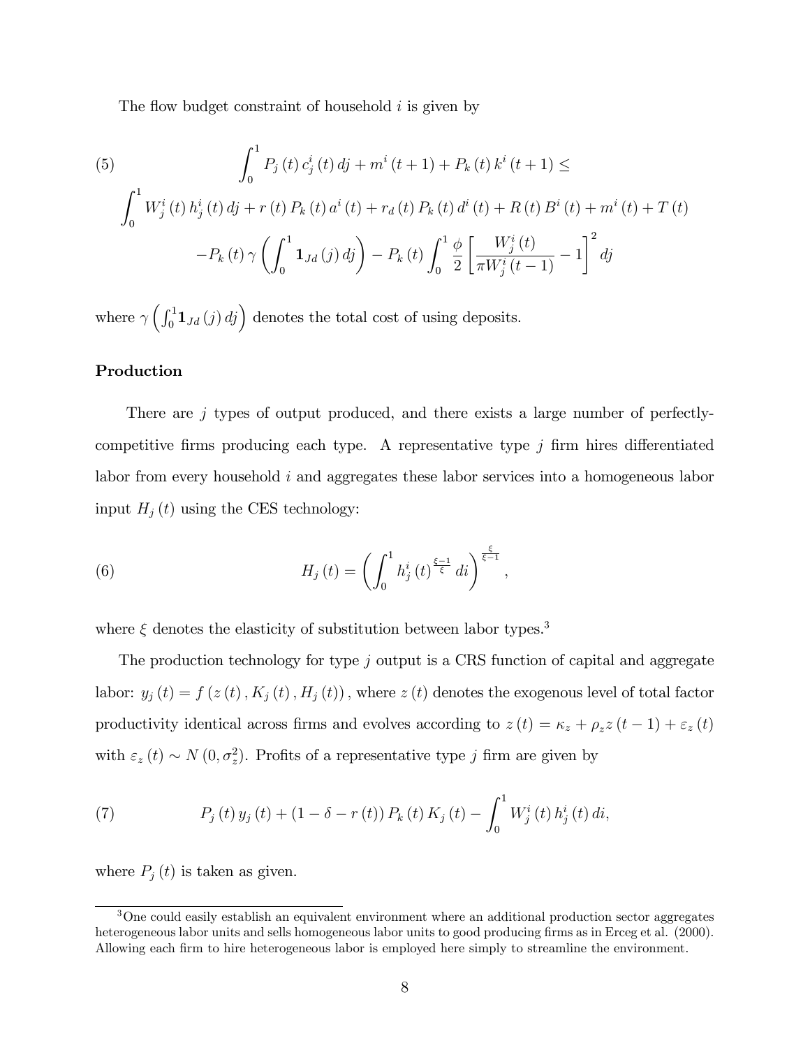The flow budget constraint of household $i$ is given by

$$
\begin{aligned}
(5) \qquad & \int_0^1 P_j(t)\, c_j^i(t)\, dj + m^i(t+1) + P_k(t)\, k^i(t+1) \leq \\
& \int_0^1 W_j^i(t)\, h_j^i(t)\, dj + r(t)\, P_k(t)\, a^i(t) + r_d(t)\, P_k(t)\, d^i(t) + R(t)\, B^i(t) + m^i(t) + T(t) \\
& - P_k(t)\, \gamma\left(\int_0^1 \mathbf{1}_{Jd}(j)\, dj\right) - P_k(t) \int_0^1 \frac{\phi}{2}\left[\frac{W_j^i(t)}{\pi W_j^i(t-1)} - 1\right]^2 dj
\end{aligned}
$$

where $\gamma\left(\int_0^1 \mathbf{1}_{Jd}(j)\, dj\right)$ denotes the total cost of using deposits.

### Production

There are $j$ types of output produced, and there exists a large number of perfectly-competitive firms producing each type. A representative type $j$ firm hires differentiated labor from every household $i$ and aggregates these labor services into a homogeneous labor input $H_j(t)$ using the CES technology:

$$
(6) \qquad H_j(t) = \left(\int_0^1 h_j^i(t)^{\frac{\xi-1}{\xi}}\, di\right)^{\frac{\xi}{\xi-1}},
$$

where $\xi$ denotes the elasticity of substitution between labor types.[3]

The production technology for type $j$ output is a CRS function of capital and aggregate labor: $y_j(t) = f(z(t), K_j(t), H_j(t))$, where $z(t)$ denotes the exogenous level of total factor productivity identical across firms and evolves according to $z(t) = \kappa_z + \rho_z z(t-1) + \varepsilon_z(t)$ with $\varepsilon_z(t) \sim N(0, \sigma_z^2)$. Profits of a representative type $j$ firm are given by

$$
(7) \qquad P_j(t)\, y_j(t) + (1 - \delta - r(t))\, P_k(t)\, K_j(t) - \int_0^1 W_j^i(t)\, h_j^i(t)\, di,
$$

where $P_j(t)$ is taken as given.

[3] One could easily establish an equivalent environment where an additional production sector aggregates heterogeneous labor units and sells homogeneous labor units to good producing firms as in Erceg et al. (2000). Allowing each firm to hire heterogeneous labor is employed here simply to streamline the environment.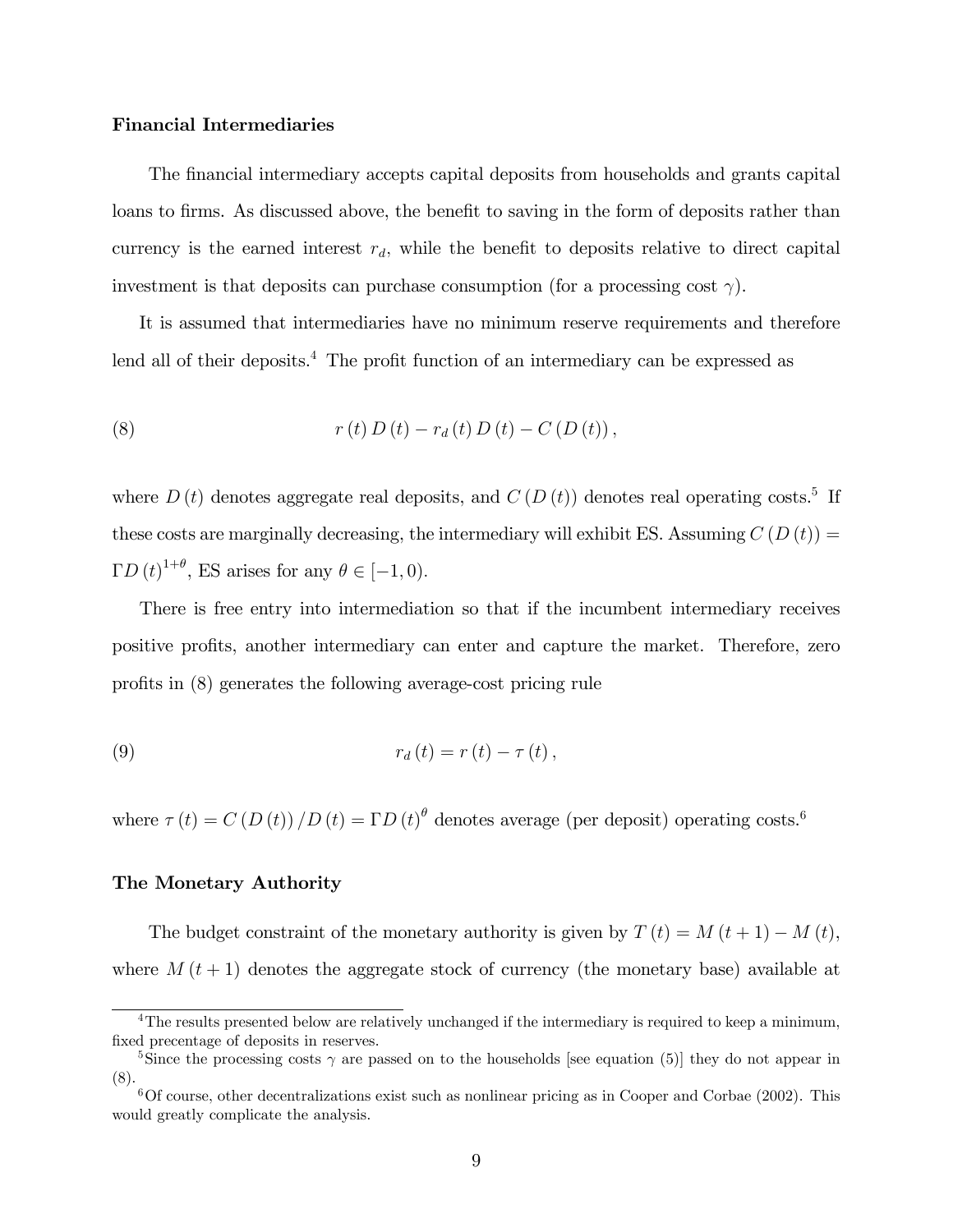### Financial Intermediaries

The financial intermediary accepts capital deposits from households and grants capital loans to firms. As discussed above, the benefit to saving in the form of deposits rather than currency is the earned interest $r_d$, while the benefit to deposits relative to direct capital investment is that deposits can purchase consumption (for a processing cost $\gamma$).

It is assumed that intermediaries have no minimum reserve requirements and therefore lend all of their deposits.[4] The profit function of an intermediary can be expressed as

$$r(t) D(t) - r_d(t) D(t) - C(D(t)), \tag{8}$$

where $D(t)$ denotes aggregate real deposits, and $C(D(t))$ denotes real operating costs.[5] If these costs are marginally decreasing, the intermediary will exhibit ES. Assuming $C(D(t)) = \Gamma D(t)^{1+\theta}$, ES arises for any $\theta \in [-1, 0)$.

There is free entry into intermediation so that if the incumbent intermediary receives positive profits, another intermediary can enter and capture the market. Therefore, zero profits in (8) generates the following average-cost pricing rule

$$r_d(t) = r(t) - \tau(t), \tag{9}$$

where $\tau(t) = C(D(t))/D(t) = \Gamma D(t)^{\theta}$ denotes average (per deposit) operating costs.[6]

### The Monetary Authority

The budget constraint of the monetary authority is given by $T(t) = M(t+1) - M(t)$, where $M(t+1)$ denotes the aggregate stock of currency (the monetary base) available at

---

[4] The results presented below are relatively unchanged if the intermediary is required to keep a minimum, fixed precentage of deposits in reserves.

[5] Since the processing costs $\gamma$ are passed on to the households [see equation (5)] they do not appear in (8).

[6] Of course, other decentralizations exist such as nonlinear pricing as in Cooper and Corbae (2002). This would greatly complicate the analysis.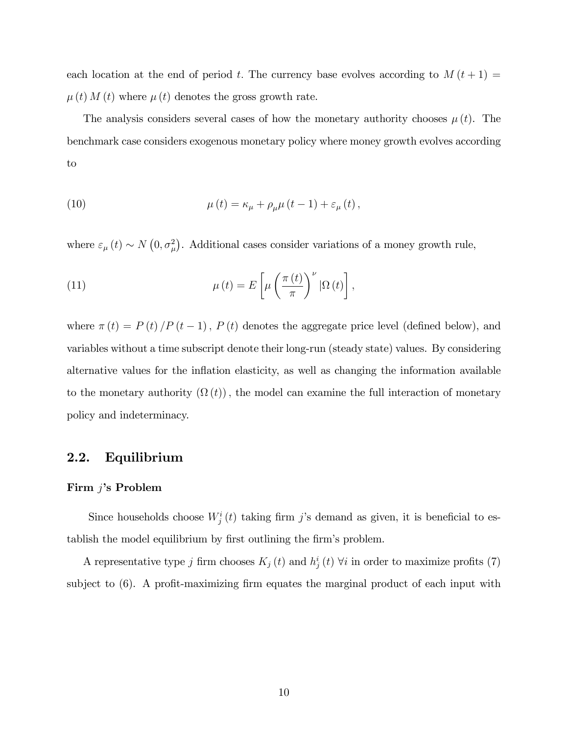each location at the end of period $t$. The currency base evolves according to $M(t+1) = \mu(t) M(t)$ where $\mu(t)$ denotes the gross growth rate.

The analysis considers several cases of how the monetary authority chooses $\mu(t)$. The benchmark case considers exogenous monetary policy where money growth evolves according to

$$\mu(t) = \kappa_{\mu} + \rho_{\mu}\mu(t-1) + \varepsilon_{\mu}(t), \tag{10}$$

where $\varepsilon_{\mu}(t) \sim N(0, \sigma_{\mu}^2)$. Additional cases consider variations of a money growth rule,

$$\mu(t) = E\left[\mu\left(\frac{\pi(t)}{\pi}\right)^{\nu} |\Omega(t)\right], \tag{11}$$

where $\pi(t) = P(t)/P(t-1)$, $P(t)$ denotes the aggregate price level (defined below), and variables without a time subscript denote their long-run (steady state) values. By considering alternative values for the inflation elasticity, as well as changing the information available to the monetary authority $(\Omega(t))$, the model can examine the full interaction of monetary policy and indeterminacy.

## 2.2. Equilibrium

**Firm $j$'s Problem**

Since households choose $W_j^i(t)$ taking firm $j$'s demand as given, it is beneficial to establish the model equilibrium by first outlining the firm's problem.

A representative type $j$ firm chooses $K_j(t)$ and $h_j^i(t)$ $\forall i$ in order to maximize profits (7) subject to (6). A profit-maximizing firm equates the marginal product of each input with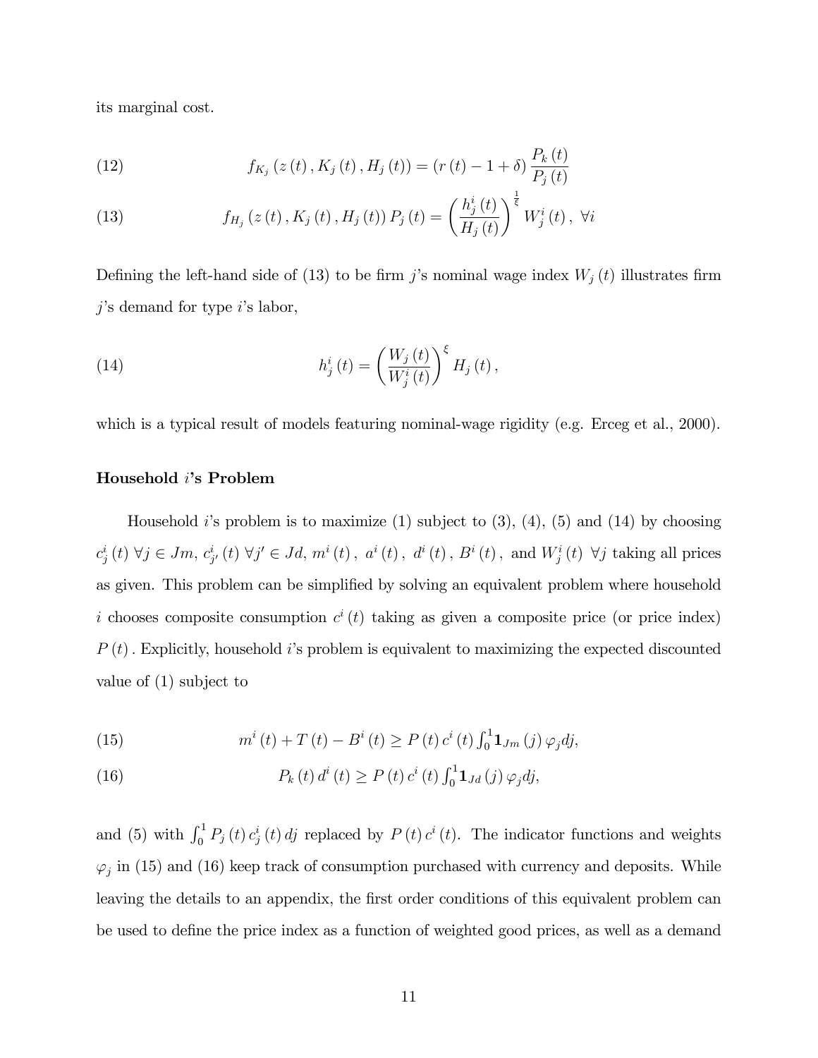its marginal cost.

$$f_{K_j}\left(z\left(t\right), K_j\left(t\right), H_j\left(t\right)\right) = \left(r\left(t\right) - 1 + \delta\right) \frac{P_k\left(t\right)}{P_j\left(t\right)} \tag{12}$$

$$f_{H_j}\left(z\left(t\right), K_j\left(t\right), H_j\left(t\right)\right) P_j\left(t\right) = \left(\frac{h_j^i\left(t\right)}{H_j\left(t\right)}\right)^{\frac{1}{\xi}} W_j^i\left(t\right), \ \forall i \tag{13}$$

Defining the left-hand side of (13) to be firm $j$'s nominal wage index $W_j\left(t\right)$ illustrates firm $j$'s demand for type $i$'s labor,

$$h_j^i\left(t\right) = \left(\frac{W_j\left(t\right)}{W_j^i\left(t\right)}\right)^{\xi} H_j\left(t\right), \tag{14}$$

which is a typical result of models featuring nominal-wage rigidity (e.g. Erceg et al., 2000).

**Household $i$'s Problem**

Household $i$'s problem is to maximize (1) subject to (3), (4), (5) and (14) by choosing $c_j^i\left(t\right)\ \forall j \in Jm$, $c_{j'}^i\left(t\right)\ \forall j' \in Jd$, $m^i\left(t\right)$, $a^i\left(t\right)$, $d^i\left(t\right)$, $B^i\left(t\right)$, and $W_j^i\left(t\right)\ \forall j$ taking all prices as given. This problem can be simplified by solving an equivalent problem where household $i$ chooses composite consumption $c^i\left(t\right)$ taking as given a composite price (or price index) $P\left(t\right)$. Explicitly, household $i$'s problem is equivalent to maximizing the expected discounted value of (1) subject to

$$m^i\left(t\right) + T\left(t\right) - B^i\left(t\right) \geq P\left(t\right) c^i\left(t\right) \textstyle\int_0^1 \mathbf{1}_{Jm}\left(j\right) \varphi_j dj, \tag{15}$$

$$P_k\left(t\right) d^i\left(t\right) \geq P\left(t\right) c^i\left(t\right) \textstyle\int_0^1 \mathbf{1}_{Jd}\left(j\right) \varphi_j dj, \tag{16}$$

and (5) with $\int_0^1 P_j\left(t\right) c_j^i\left(t\right) dj$ replaced by $P\left(t\right) c^i\left(t\right)$. The indicator functions and weights $\varphi_j$ in (15) and (16) keep track of consumption purchased with currency and deposits. While leaving the details to an appendix, the first order conditions of this equivalent problem can be used to define the price index as a function of weighted good prices, as well as a demand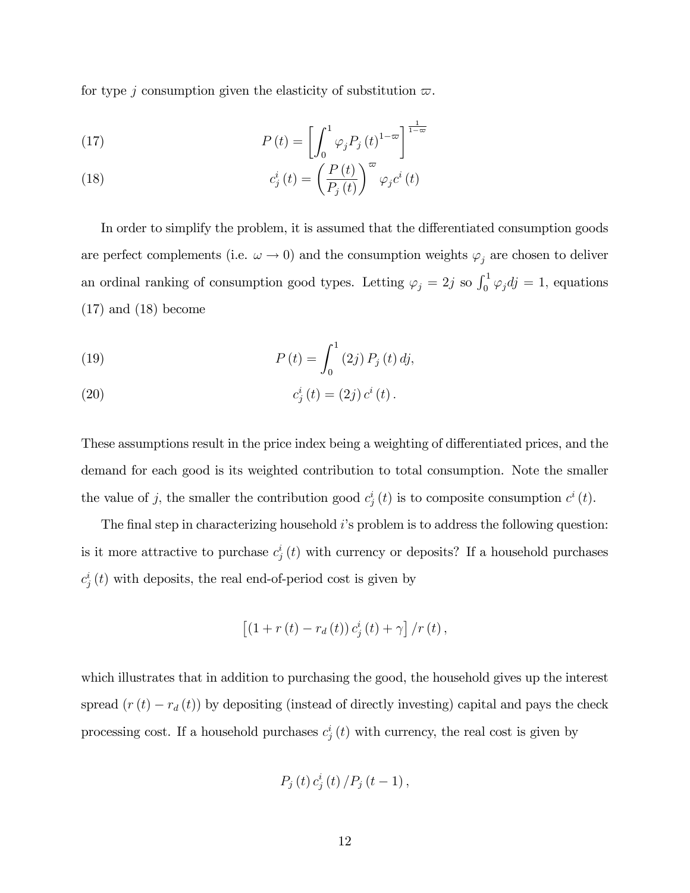for type $j$ consumption given the elasticity of substitution $\varpi$.

$$P(t) = \left[ \int_0^1 \varphi_j P_j(t)^{1-\varpi} \right]^{\frac{1}{1-\varpi}} \tag{17}$$

$$c_j^i(t) = \left( \frac{P(t)}{P_j(t)} \right)^{\varpi} \varphi_j c^i(t) \tag{18}$$

In order to simplify the problem, it is assumed that the differentiated consumption goods are perfect complements (i.e. $\omega \to 0$) and the consumption weights $\varphi_j$ are chosen to deliver an ordinal ranking of consumption good types. Letting $\varphi_j = 2j$ so $\int_0^1 \varphi_j dj = 1$, equations (17) and (18) become

$$P(t) = \int_0^1 (2j) P_j(t) \, dj, \tag{19}$$

$$c_j^i(t) = (2j) c^i(t). \tag{20}$$

These assumptions result in the price index being a weighting of differentiated prices, and the demand for each good is its weighted contribution to total consumption. Note the smaller the value of $j$, the smaller the contribution good $c_j^i(t)$ is to composite consumption $c^i(t)$.

The final step in characterizing household $i$'s problem is to address the following question: is it more attractive to purchase $c_j^i(t)$ with currency or deposits? If a household purchases $c_j^i(t)$ with deposits, the real end-of-period cost is given by

$$\left[ (1 + r(t) - r_d(t)) c_j^i(t) + \gamma \right] / r(t),$$

which illustrates that in addition to purchasing the good, the household gives up the interest spread $(r(t) - r_d(t))$ by depositing (instead of directly investing) capital and pays the check processing cost. If a household purchases $c_j^i(t)$ with currency, the real cost is given by

$$P_j(t) c_j^i(t) / P_j(t-1),$$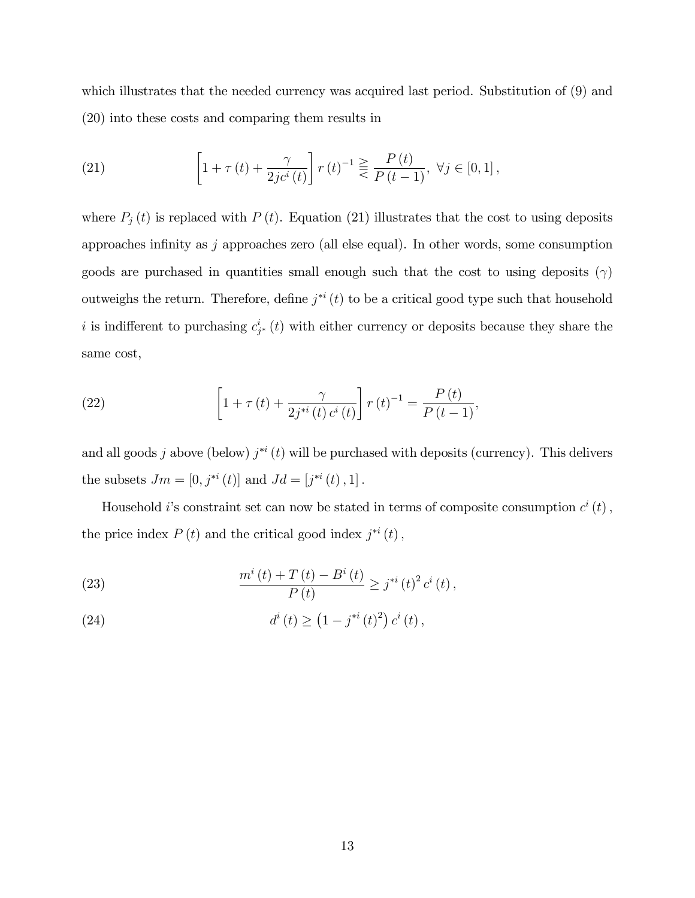which illustrates that the needed currency was acquired last period. Substitution of (9) and (20) into these costs and comparing them results in

$$\left[1+\tau(t)+\frac{\gamma}{2jc^{i}(t)}\right]r(t)^{-1} \gtreqless \frac{P(t)}{P(t-1)},\ \forall j\in[0,1], \tag{21}$$

where $P_j(t)$ is replaced with $P(t)$. Equation (21) illustrates that the cost to using deposits approaches infinity as $j$ approaches zero (all else equal). In other words, some consumption goods are purchased in quantities small enough such that the cost to using deposits ($\gamma$) outweighs the return. Therefore, define $j^{*i}(t)$ to be a critical good type such that household $i$ is indifferent to purchasing $c^{i}_{j^*}(t)$ with either currency or deposits because they share the same cost,

$$\left[1+\tau(t)+\frac{\gamma}{2j^{*i}(t)\,c^{i}(t)}\right]r(t)^{-1} = \frac{P(t)}{P(t-1)}, \tag{22}$$

and all goods $j$ above (below) $j^{*i}(t)$ will be purchased with deposits (currency). This delivers the subsets $Jm=[0,j^{*i}(t)]$ and $Jd=[j^{*i}(t),1]$.

Household $i$'s constraint set can now be stated in terms of composite consumption $c^{i}(t)$, the price index $P(t)$ and the critical good index $j^{*i}(t)$,

$$\frac{m^{i}(t)+T(t)-B^{i}(t)}{P(t)} \geq j^{*i}(t)^{2}\,c^{i}(t), \tag{23}$$

$$d^{i}(t) \geq \left(1-j^{*i}(t)^{2}\right)c^{i}(t), \tag{24}$$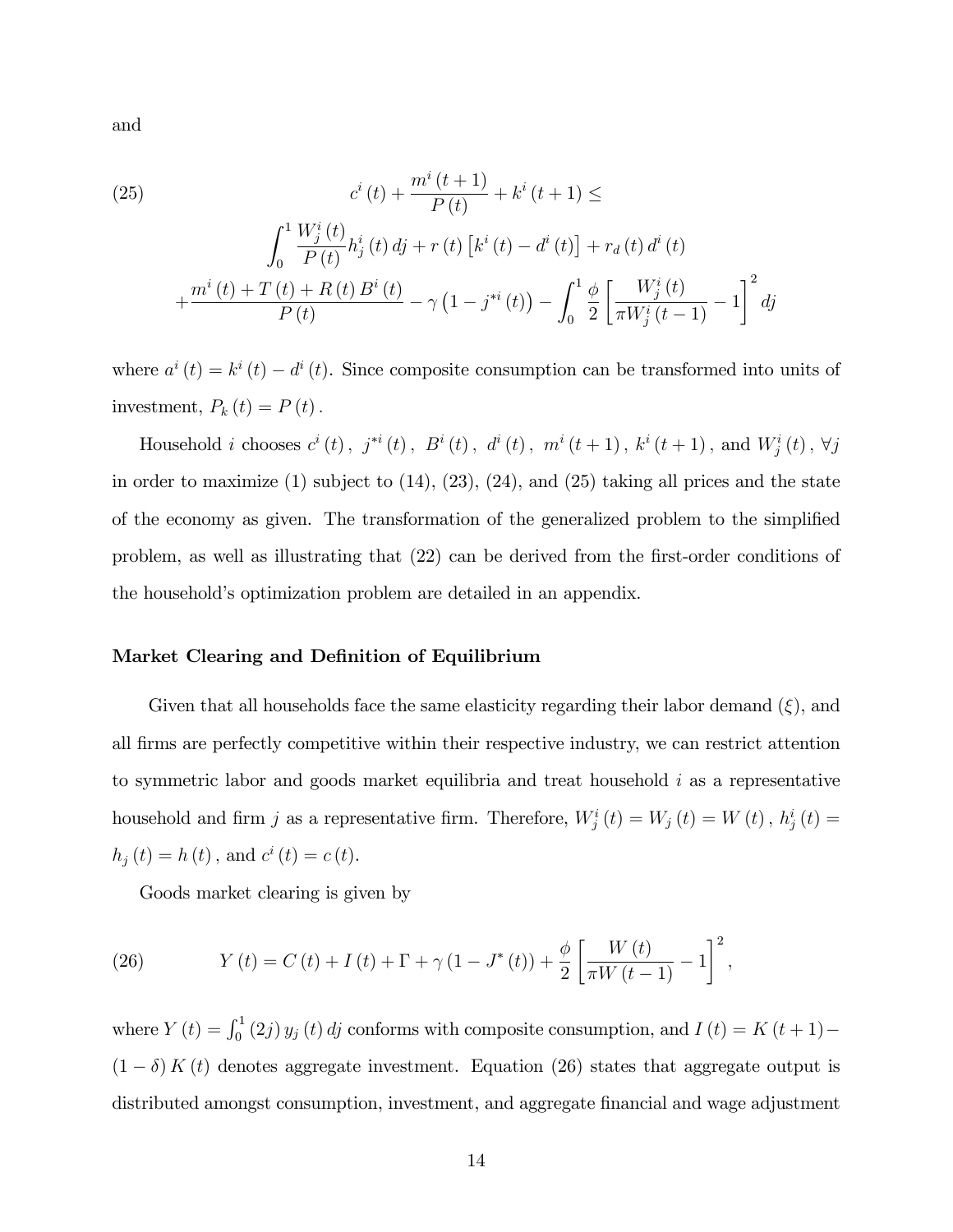and

$$
\begin{aligned}
(25) \qquad & c^{i}(t) + \frac{m^{i}(t+1)}{P(t)} + k^{i}(t+1) \leq \\
& \int_{0}^{1} \frac{W_{j}^{i}(t)}{P(t)} h_{j}^{i}(t)\, dj + r(t)\left[k^{i}(t) - d^{i}(t)\right] + r_{d}(t)\, d^{i}(t) \\
& + \frac{m^{i}(t) + T(t) + R(t) B^{i}(t)}{P(t)} - \gamma\left(1 - j^{*i}(t)\right) - \int_{0}^{1} \frac{\phi}{2}\left[\frac{W_{j}^{i}(t)}{\pi W_{j}^{i}(t-1)} - 1\right]^{2} dj
\end{aligned}
$$

where $a^{i}(t) = k^{i}(t) - d^{i}(t)$. Since composite consumption can be transformed into units of investment, $P_{k}(t) = P(t)$.

Household $i$ chooses $c^{i}(t)$, $j^{*i}(t)$, $B^{i}(t)$, $d^{i}(t)$, $m^{i}(t+1)$, $k^{i}(t+1)$, and $W_{j}^{i}(t)$, $\forall j$ in order to maximize (1) subject to (14), (23), (24), and (25) taking all prices and the state of the economy as given. The transformation of the generalized problem to the simplified problem, as well as illustrating that (22) can be derived from the first-order conditions of the household's optimization problem are detailed in an appendix.

### Market Clearing and Definition of Equilibrium

Given that all households face the same elasticity regarding their labor demand ($\xi$), and all firms are perfectly competitive within their respective industry, we can restrict attention to symmetric labor and goods market equilibria and treat household $i$ as a representative household and firm $j$ as a representative firm. Therefore, $W_{j}^{i}(t) = W_{j}(t) = W(t)$, $h_{j}^{i}(t) = h_{j}(t) = h(t)$, and $c^{i}(t) = c(t)$.

Goods market clearing is given by

$$
(26) \qquad Y(t) = C(t) + I(t) + \Gamma + \gamma\left(1 - J^{*}(t)\right) + \frac{\phi}{2}\left[\frac{W(t)}{\pi W(t-1)} - 1\right]^{2},
$$

where $Y(t) = \int_{0}^{1} (2j)\, y_{j}(t)\, dj$ conforms with composite consumption, and $I(t) = K(t+1) - (1-\delta) K(t)$ denotes aggregate investment. Equation (26) states that aggregate output is distributed amongst consumption, investment, and aggregate financial and wage adjustment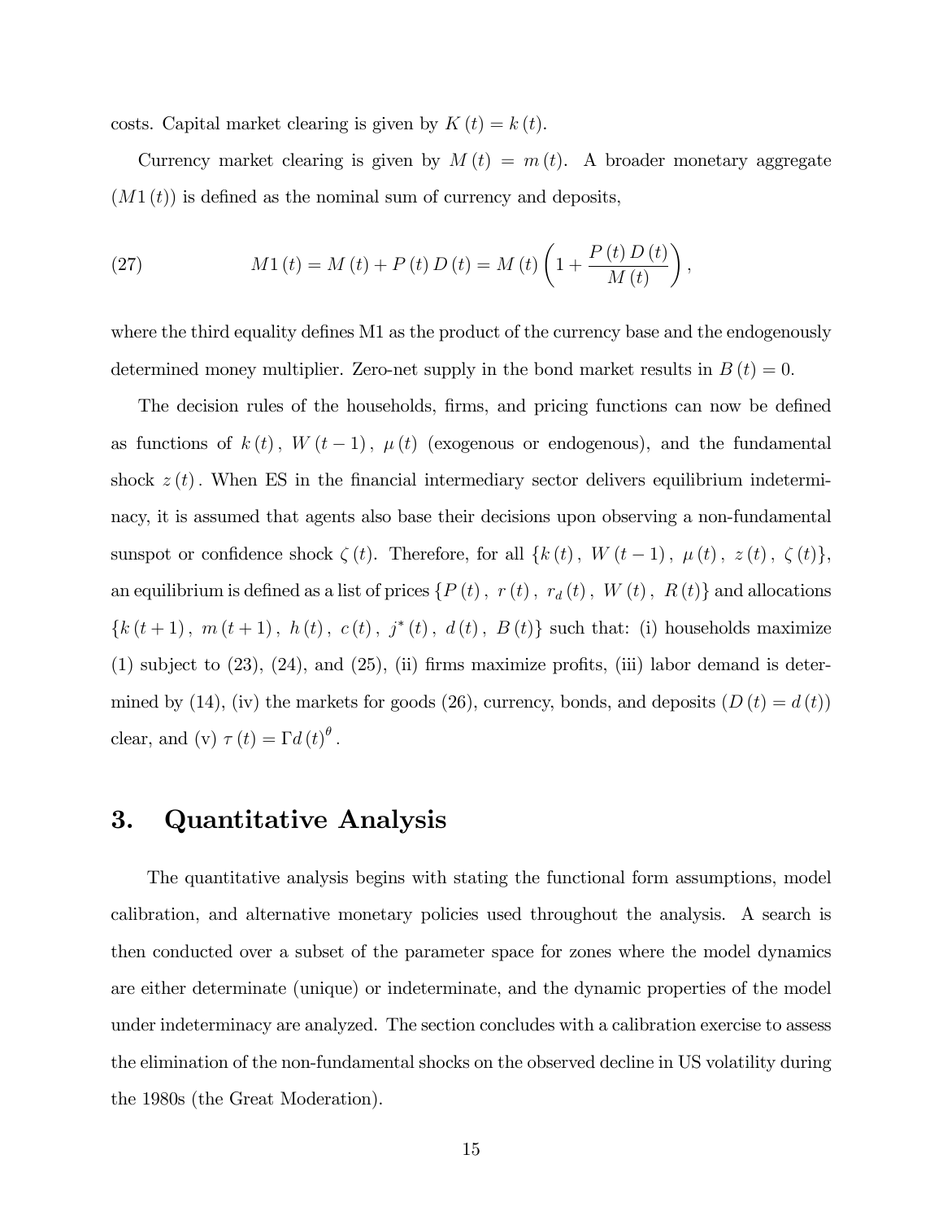costs. Capital market clearing is given by $K(t) = k(t)$.

Currency market clearing is given by $M(t) = m(t)$. A broader monetary aggregate $(M1(t))$ is defined as the nominal sum of currency and deposits,

$$M1(t) = M(t) + P(t) D(t) = M(t) \left(1 + \frac{P(t) D(t)}{M(t)}\right), \tag{27}$$

where the third equality defines M1 as the product of the currency base and the endogenously determined money multiplier. Zero-net supply in the bond market results in $B(t) = 0$.

The decision rules of the households, firms, and pricing functions can now be defined as functions of $k(t)$, $W(t-1)$, $\mu(t)$ (exogenous or endogenous), and the fundamental shock $z(t)$. When ES in the financial intermediary sector delivers equilibrium indeterminacy, it is assumed that agents also base their decisions upon observing a non-fundamental sunspot or confidence shock $\zeta(t)$. Therefore, for all $\{k(t),\ W(t-1),\ \mu(t),\ z(t),\ \zeta(t)\}$, an equilibrium is defined as a list of prices $\{P(t),\ r(t),\ r_d(t),\ W(t),\ R(t)\}$ and allocations $\{k(t+1),\ m(t+1),\ h(t),\ c(t),\ j^*(t),\ d(t),\ B(t)\}$ such that: (i) households maximize (1) subject to (23), (24), and (25), (ii) firms maximize profits, (iii) labor demand is determined by (14), (iv) the markets for goods (26), currency, bonds, and deposits $(D(t) = d(t))$ clear, and (v) $\tau(t) = \Gamma d(t)^{\theta}$.

# 3. Quantitative Analysis

The quantitative analysis begins with stating the functional form assumptions, model calibration, and alternative monetary policies used throughout the analysis. A search is then conducted over a subset of the parameter space for zones where the model dynamics are either determinate (unique) or indeterminate, and the dynamic properties of the model under indeterminacy are analyzed. The section concludes with a calibration exercise to assess the elimination of the non-fundamental shocks on the observed decline in US volatility during the 1980s (the Great Moderation).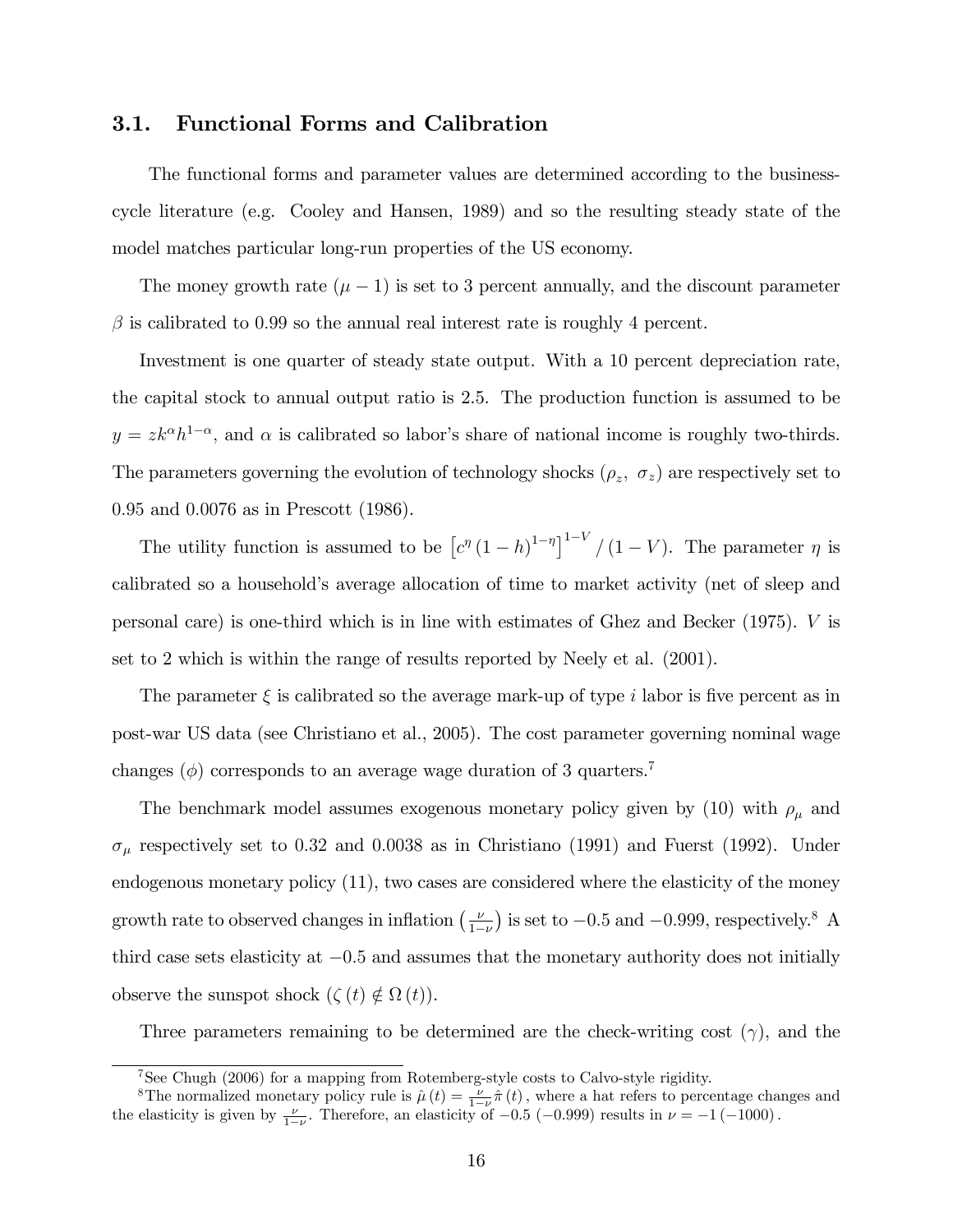### 3.1. Functional Forms and Calibration

The functional forms and parameter values are determined according to the business-cycle literature (e.g. Cooley and Hansen, 1989) and so the resulting steady state of the model matches particular long-run properties of the US economy.

The money growth rate $(\mu - 1)$ is set to 3 percent annually, and the discount parameter $\beta$ is calibrated to 0.99 so the annual real interest rate is roughly 4 percent.

Investment is one quarter of steady state output. With a 10 percent depreciation rate, the capital stock to annual output ratio is 2.5. The production function is assumed to be $y = zk^{\alpha}h^{1-\alpha}$, and $\alpha$ is calibrated so labor's share of national income is roughly two-thirds. The parameters governing the evolution of technology shocks $(\rho_z,\ \sigma_z)$ are respectively set to 0.95 and 0.0076 as in Prescott (1986).

The utility function is assumed to be $\left[c^{\eta}(1-h)^{1-\eta}\right]^{1-V}/(1-V)$. The parameter $\eta$ is calibrated so a household's average allocation of time to market activity (net of sleep and personal care) is one-third which is in line with estimates of Ghez and Becker (1975). $V$ is set to 2 which is within the range of results reported by Neely et al. (2001).

The parameter $\xi$ is calibrated so the average mark-up of type $i$ labor is five percent as in post-war US data (see Christiano et al., 2005). The cost parameter governing nominal wage changes $(\phi)$ corresponds to an average wage duration of 3 quarters.[7]

The benchmark model assumes exogenous monetary policy given by (10) with $\rho_{\mu}$ and $\sigma_{\mu}$ respectively set to 0.32 and 0.0038 as in Christiano (1991) and Fuerst (1992). Under endogenous monetary policy (11), two cases are considered where the elasticity of the money growth rate to observed changes in inflation $\left(\frac{\nu}{1-\nu}\right)$ is set to $-0.5$ and $-0.999$, respectively.[8] A third case sets elasticity at $-0.5$ and assumes that the monetary authority does not initially observe the sunspot shock $(\zeta(t) \notin \Omega(t))$.

Three parameters remaining to be determined are the check-writing cost $(\gamma)$, and the

---

[7] See Chugh (2006) for a mapping from Rotemberg-style costs to Calvo-style rigidity.

[8] The normalized monetary policy rule is $\hat{\mu}(t) = \frac{\nu}{1-\nu}\hat{\pi}(t)$, where a hat refers to percentage changes and the elasticity is given by $\frac{\nu}{1-\nu}$. Therefore, an elasticity of $-0.5$ $(-0.999)$ results in $\nu = -1\,(-1000)$.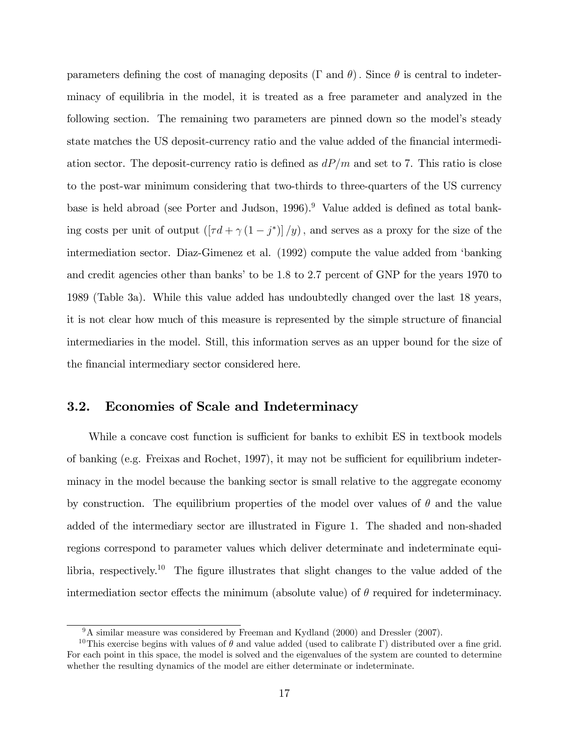parameters defining the cost of managing deposits ($\Gamma$ and $\theta$). Since $\theta$ is central to indeterminacy of equilibria in the model, it is treated as a free parameter and analyzed in the following section. The remaining two parameters are pinned down so the model's steady state matches the US deposit-currency ratio and the value added of the financial intermediation sector. The deposit-currency ratio is defined as $dP/m$ and set to 7. This ratio is close to the post-war minimum considering that two-thirds to three-quarters of the US currency base is held abroad (see Porter and Judson, 1996).[9] Value added is defined as total banking costs per unit of output ($[\tau d + \gamma (1 - j^*)] / y$), and serves as a proxy for the size of the intermediation sector. Diaz-Gimenez et al. (1992) compute the value added from 'banking and credit agencies other than banks' to be 1.8 to 2.7 percent of GNP for the years 1970 to 1989 (Table 3a). While this value added has undoubtedly changed over the last 18 years, it is not clear how much of this measure is represented by the simple structure of financial intermediaries in the model. Still, this information serves as an upper bound for the size of the financial intermediary sector considered here.

## 3.2. Economies of Scale and Indeterminacy

While a concave cost function is sufficient for banks to exhibit ES in textbook models of banking (e.g. Freixas and Rochet, 1997), it may not be sufficient for equilibrium indeterminacy in the model because the banking sector is small relative to the aggregate economy by construction. The equilibrium properties of the model over values of $\theta$ and the value added of the intermediary sector are illustrated in Figure 1. The shaded and non-shaded regions correspond to parameter values which deliver determinate and indeterminate equilibria, respectively.[10] The figure illustrates that slight changes to the value added of the intermediation sector effects the minimum (absolute value) of $\theta$ required for indeterminacy.

[9] A similar measure was considered by Freeman and Kydland (2000) and Dressler (2007).

[10] This exercise begins with values of $\theta$ and value added (used to calibrate $\Gamma$) distributed over a fine grid. For each point in this space, the model is solved and the eigenvalues of the system are counted to determine whether the resulting dynamics of the model are either determinate or indeterminate.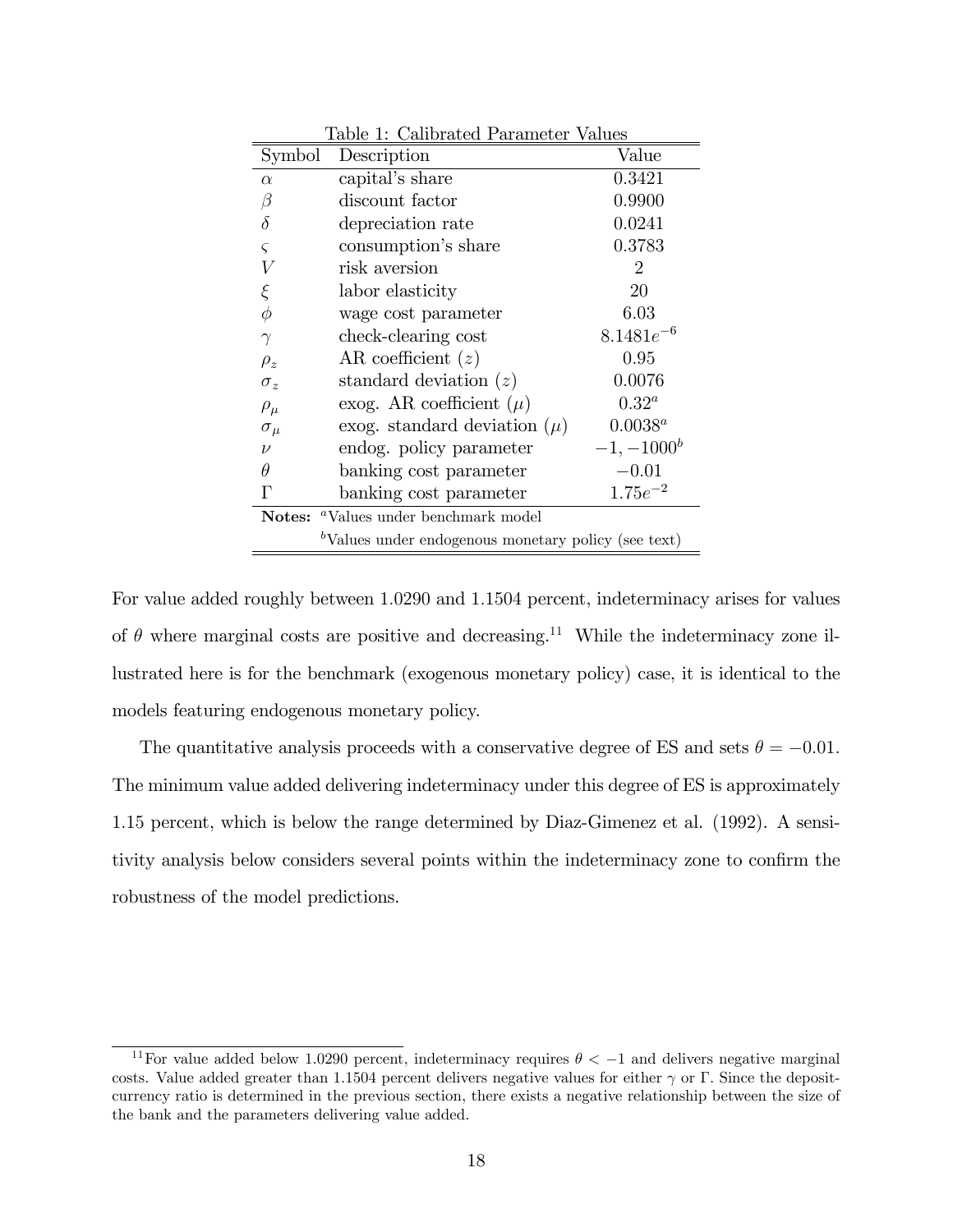Table 1: Calibrated Parameter Values

| Symbol | Description | Value |
|---|---|---|
| $\alpha$ | capital's share | 0.3421 |
| $\beta$ | discount factor | 0.9900 |
| $\delta$ | depreciation rate | 0.0241 |
| $\varsigma$ | consumption's share | 0.3783 |
| $V$ | risk aversion | 2 |
| $\xi$ | labor elasticity | 20 |
| $\phi$ | wage cost parameter | 6.03 |
| $\gamma$ | check-clearing cost | $8.1481e^{-6}$ |
| $\rho_z$ | AR coefficient ($z$) | 0.95 |
| $\sigma_z$ | standard deviation ($z$) | 0.0076 |
| $\rho_\mu$ | exog. AR coefficient ($\mu$) | $0.32^a$ |
| $\sigma_\mu$ | exog. standard deviation ($\mu$) | $0.0038^a$ |
| $\nu$ | endog. policy parameter | $-1, -1000^b$ |
| $\theta$ | banking cost parameter | $-0.01$ |
| $\Gamma$ | banking cost parameter | $1.75e^{-2}$ |

**Notes:** [a]Values under benchmark model
[b]Values under endogenous monetary policy (see text)

For value added roughly between 1.0290 and 1.1504 percent, indeterminacy arises for values of $\theta$ where marginal costs are positive and decreasing.[11] While the indeterminacy zone illustrated here is for the benchmark (exogenous monetary policy) case, it is identical to the models featuring endogenous monetary policy.

The quantitative analysis proceeds with a conservative degree of ES and sets $\theta = -0.01$. The minimum value added delivering indeterminacy under this degree of ES is approximately 1.15 percent, which is below the range determined by Diaz-Gimenez et al. (1992). A sensitivity analysis below considers several points within the indeterminacy zone to confirm the robustness of the model predictions.

[11]For value added below 1.0290 percent, indeterminacy requires $\theta < -1$ and delivers negative marginal costs. Value added greater than 1.1504 percent delivers negative values for either $\gamma$ or $\Gamma$. Since the deposit-currency ratio is determined in the previous section, there exists a negative relationship between the size of the bank and the parameters delivering value added.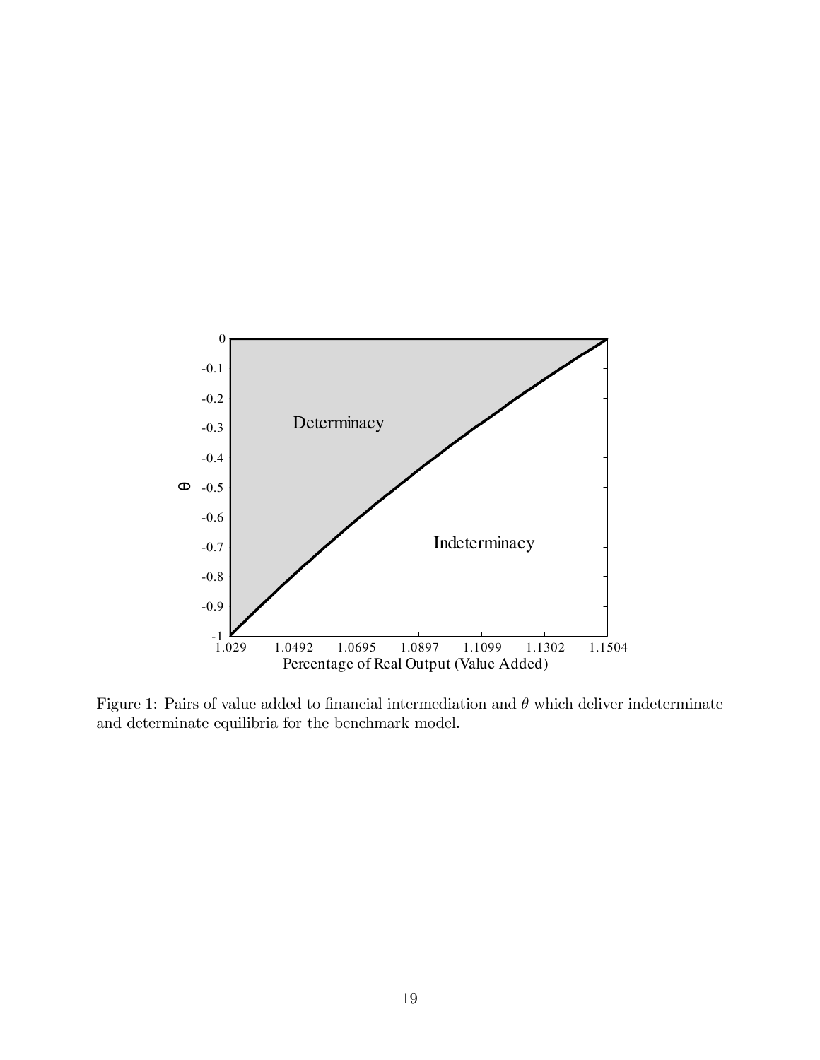Figure 1: Pairs of value added to financial intermediation and $\theta$ which deliver indeterminate and determinate equilibria for the benchmark model.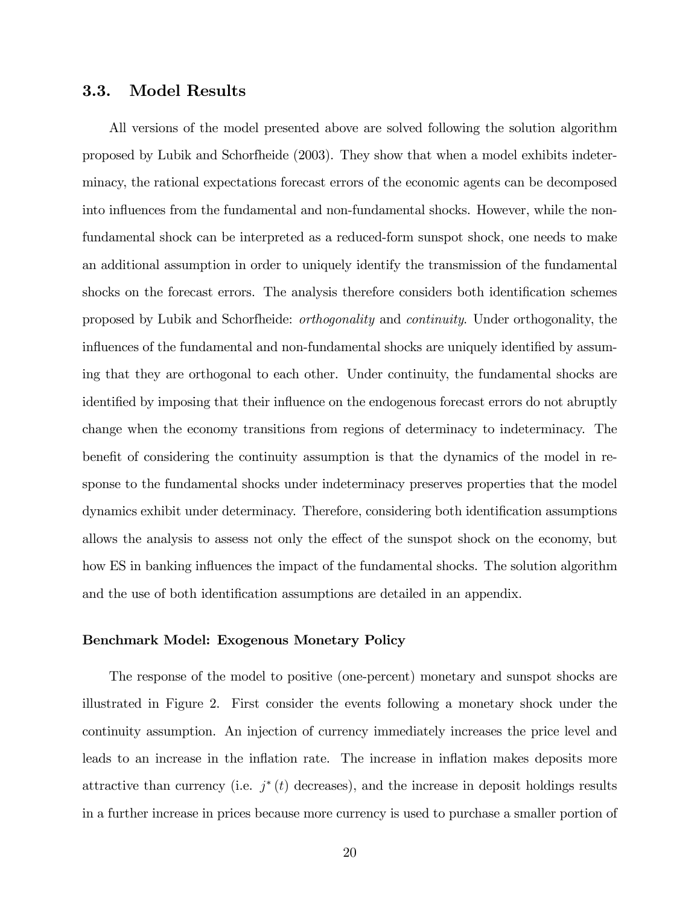### 3.3. Model Results

All versions of the model presented above are solved following the solution algorithm proposed by Lubik and Schorfheide (2003). They show that when a model exhibits indeterminacy, the rational expectations forecast errors of the economic agents can be decomposed into influences from the fundamental and non-fundamental shocks. However, while the non-fundamental shock can be interpreted as a reduced-form sunspot shock, one needs to make an additional assumption in order to uniquely identify the transmission of the fundamental shocks on the forecast errors. The analysis therefore considers both identification schemes proposed by Lubik and Schorfheide: *orthogonality* and *continuity*. Under orthogonality, the influences of the fundamental and non-fundamental shocks are uniquely identified by assuming that they are orthogonal to each other. Under continuity, the fundamental shocks are identified by imposing that their influence on the endogenous forecast errors do not abruptly change when the economy transitions from regions of determinacy to indeterminacy. The benefit of considering the continuity assumption is that the dynamics of the model in response to the fundamental shocks under indeterminacy preserves properties that the model dynamics exhibit under determinacy. Therefore, considering both identification assumptions allows the analysis to assess not only the effect of the sunspot shock on the economy, but how ES in banking influences the impact of the fundamental shocks. The solution algorithm and the use of both identification assumptions are detailed in an appendix.

**Benchmark Model: Exogenous Monetary Policy**

The response of the model to positive (one-percent) monetary and sunspot shocks are illustrated in Figure 2. First consider the events following a monetary shock under the continuity assumption. An injection of currency immediately increases the price level and leads to an increase in the inflation rate. The increase in inflation makes deposits more attractive than currency (i.e. $j^*(t)$ decreases), and the increase in deposit holdings results in a further increase in prices because more currency is used to purchase a smaller portion of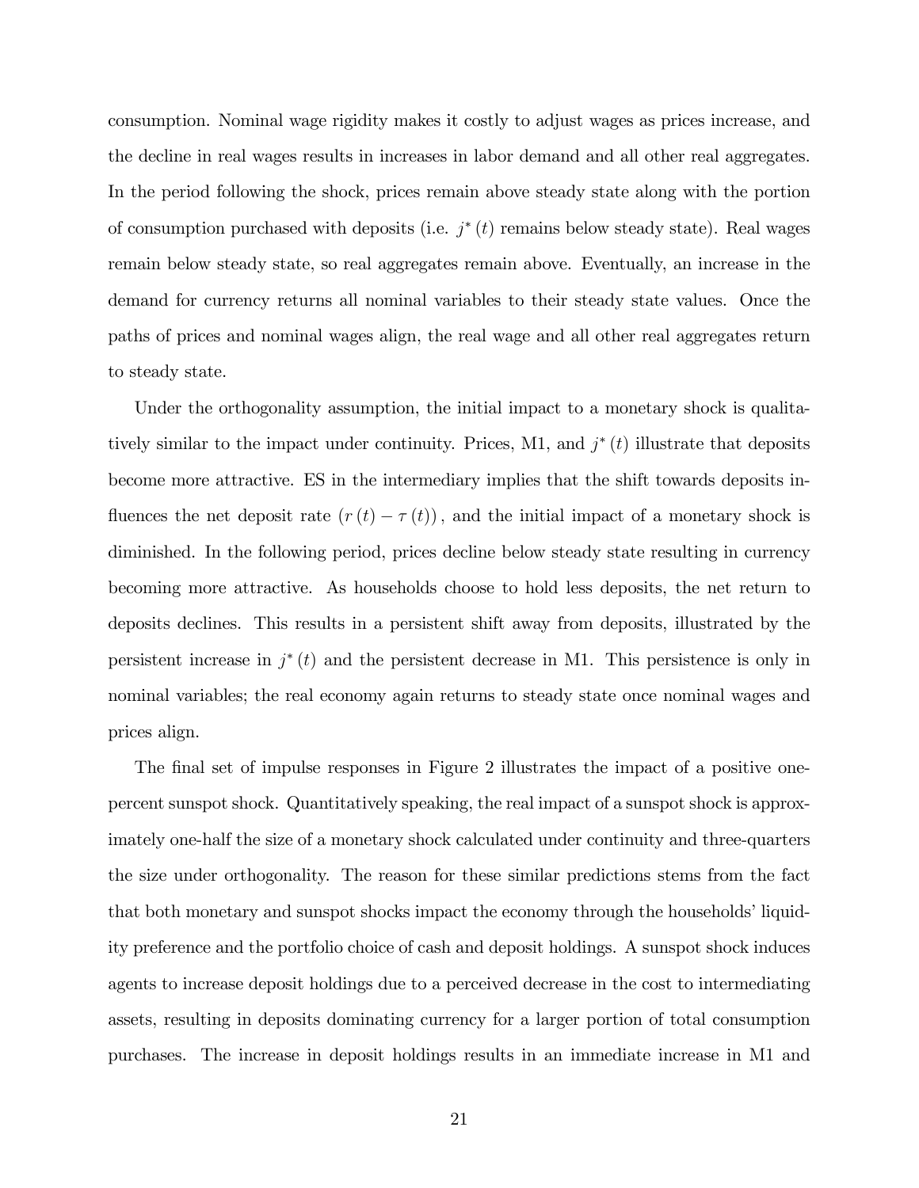consumption. Nominal wage rigidity makes it costly to adjust wages as prices increase, and the decline in real wages results in increases in labor demand and all other real aggregates. In the period following the shock, prices remain above steady state along with the portion of consumption purchased with deposits (i.e. $j^*(t)$ remains below steady state). Real wages remain below steady state, so real aggregates remain above. Eventually, an increase in the demand for currency returns all nominal variables to their steady state values. Once the paths of prices and nominal wages align, the real wage and all other real aggregates return to steady state.

Under the orthogonality assumption, the initial impact to a monetary shock is qualitatively similar to the impact under continuity. Prices, M1, and $j^*(t)$ illustrate that deposits become more attractive. ES in the intermediary implies that the shift towards deposits influences the net deposit rate $(r(t) - \tau(t))$, and the initial impact of a monetary shock is diminished. In the following period, prices decline below steady state resulting in currency becoming more attractive. As households choose to hold less deposits, the net return to deposits declines. This results in a persistent shift away from deposits, illustrated by the persistent increase in $j^*(t)$ and the persistent decrease in M1. This persistence is only in nominal variables; the real economy again returns to steady state once nominal wages and prices align.

The final set of impulse responses in Figure 2 illustrates the impact of a positive one-percent sunspot shock. Quantitatively speaking, the real impact of a sunspot shock is approximately one-half the size of a monetary shock calculated under continuity and three-quarters the size under orthogonality. The reason for these similar predictions stems from the fact that both monetary and sunspot shocks impact the economy through the households' liquidity preference and the portfolio choice of cash and deposit holdings. A sunspot shock induces agents to increase deposit holdings due to a perceived decrease in the cost to intermediating assets, resulting in deposits dominating currency for a larger portion of total consumption purchases. The increase in deposit holdings results in an immediate increase in M1 and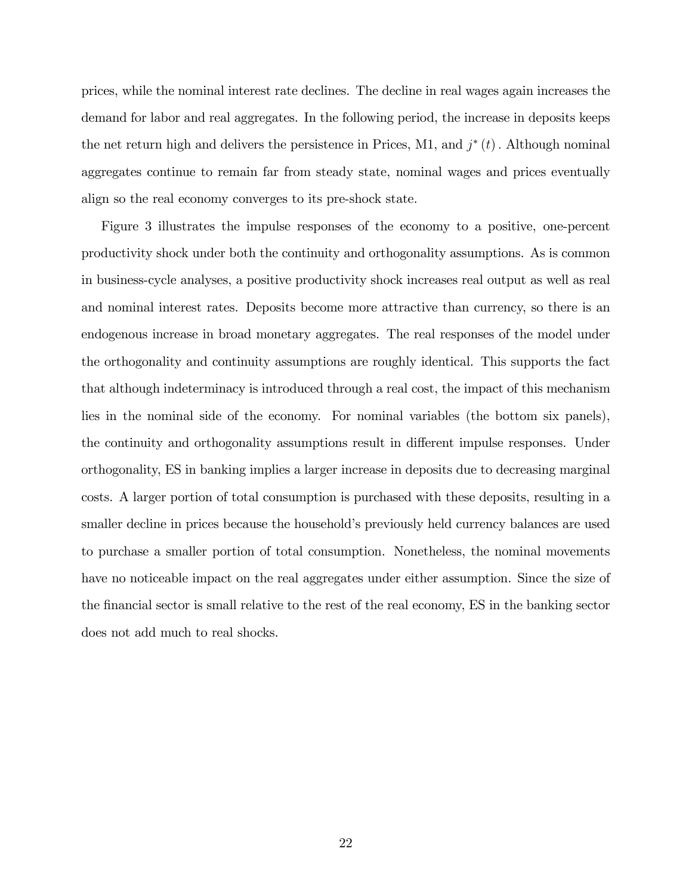prices, while the nominal interest rate declines. The decline in real wages again increases the demand for labor and real aggregates. In the following period, the increase in deposits keeps the net return high and delivers the persistence in Prices, M1, and $j^{*}(t)$. Although nominal aggregates continue to remain far from steady state, nominal wages and prices eventually align so the real economy converges to its pre-shock state.

Figure 3 illustrates the impulse responses of the economy to a positive, one-percent productivity shock under both the continuity and orthogonality assumptions. As is common in business-cycle analyses, a positive productivity shock increases real output as well as real and nominal interest rates. Deposits become more attractive than currency, so there is an endogenous increase in broad monetary aggregates. The real responses of the model under the orthogonality and continuity assumptions are roughly identical. This supports the fact that although indeterminacy is introduced through a real cost, the impact of this mechanism lies in the nominal side of the economy. For nominal variables (the bottom six panels), the continuity and orthogonality assumptions result in different impulse responses. Under orthogonality, ES in banking implies a larger increase in deposits due to decreasing marginal costs. A larger portion of total consumption is purchased with these deposits, resulting in a smaller decline in prices because the household's previously held currency balances are used to purchase a smaller portion of total consumption. Nonetheless, the nominal movements have no noticeable impact on the real aggregates under either assumption. Since the size of the financial sector is small relative to the rest of the real economy, ES in the banking sector does not add much to real shocks.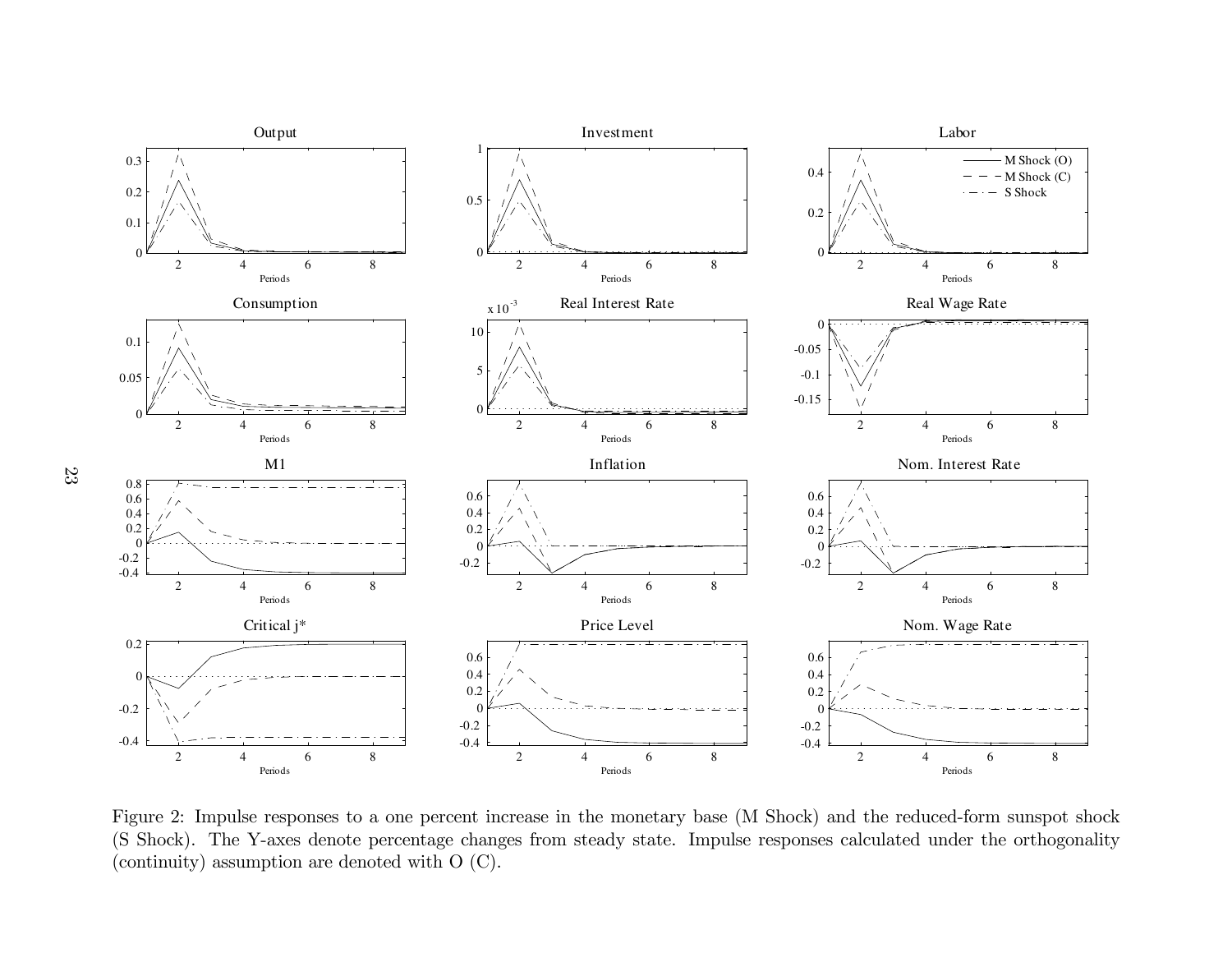Figure 2: Impulse responses to a one percent increase in the monetary base (M Shock) and the reduced-form sunspot shock (S Shock). The Y-axes denote percentage changes from steady state. Impulse responses calculated under the orthogonality (continuity) assumption are denoted with O (C).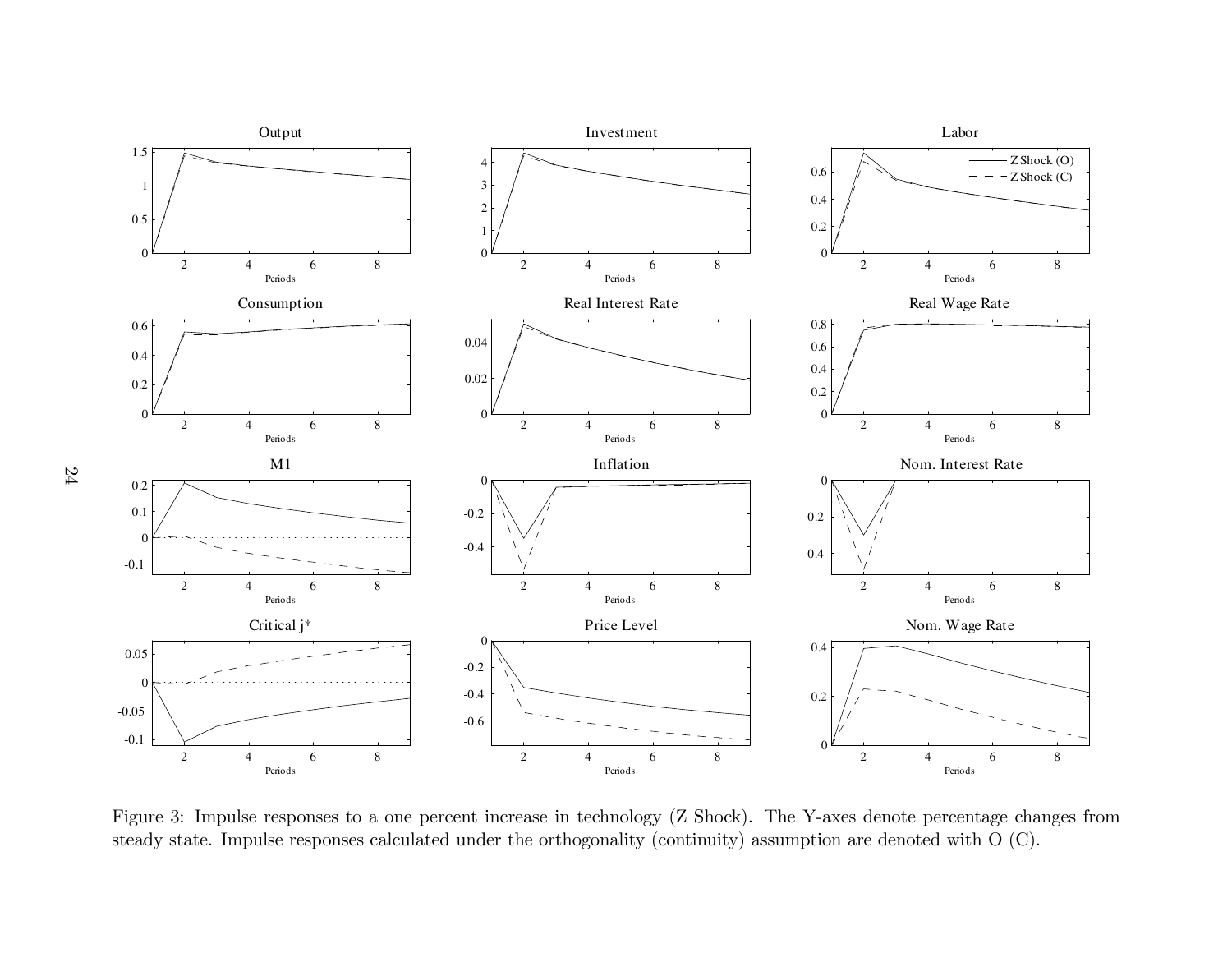Figure 3: Impulse responses to a one percent increase in technology (Z Shock). The Y-axes denote percentage changes from steady state. Impulse responses calculated under the orthogonality (continuity) assumption are denoted with O (C).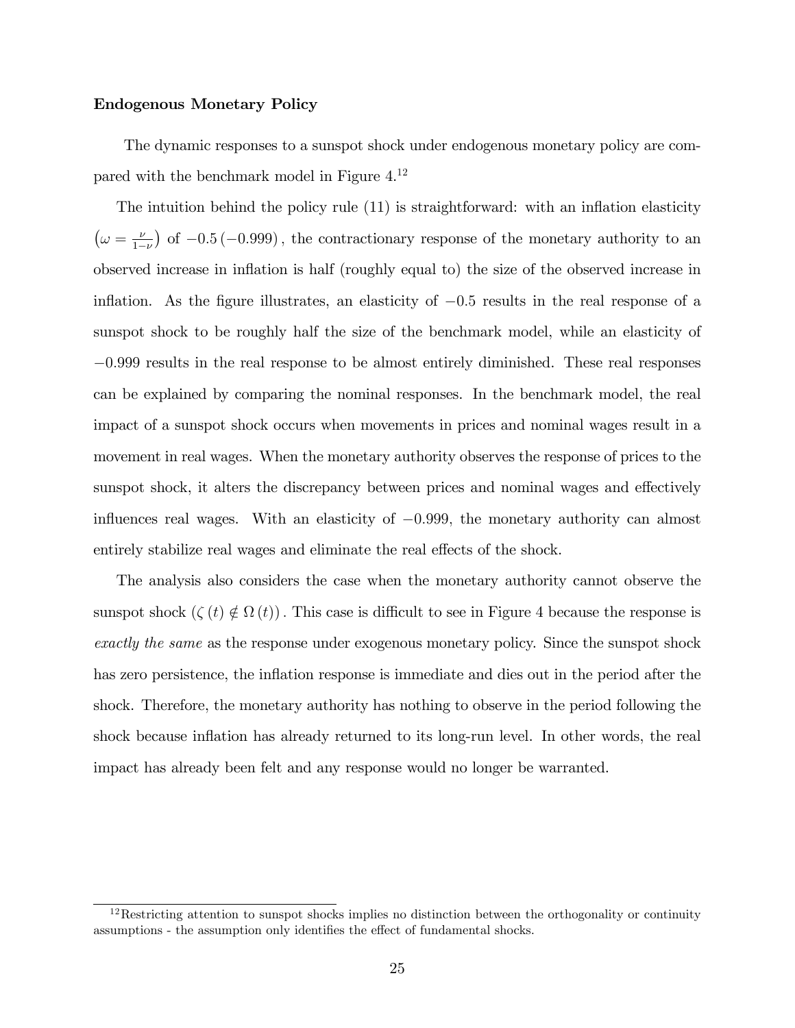**Endogenous Monetary Policy**

The dynamic responses to a sunspot shock under endogenous monetary policy are compared with the benchmark model in Figure 4.[12]

The intuition behind the policy rule (11) is straightforward: with an inflation elasticity $\left(\omega = \frac{\nu}{1-\nu}\right)$ of $-0.5\,(-0.999)$, the contractionary response of the monetary authority to an observed increase in inflation is half (roughly equal to) the size of the observed increase in inflation. As the figure illustrates, an elasticity of $-0.5$ results in the real response of a sunspot shock to be roughly half the size of the benchmark model, while an elasticity of $-0.999$ results in the real response to be almost entirely diminished. These real responses can be explained by comparing the nominal responses. In the benchmark model, the real impact of a sunspot shock occurs when movements in prices and nominal wages result in a movement in real wages. When the monetary authority observes the response of prices to the sunspot shock, it alters the discrepancy between prices and nominal wages and effectively influences real wages. With an elasticity of $-0.999$, the monetary authority can almost entirely stabilize real wages and eliminate the real effects of the shock.

The analysis also considers the case when the monetary authority cannot observe the sunspot shock $(\zeta(t) \notin \Omega(t))$. This case is difficult to see in Figure 4 because the response is *exactly the same* as the response under exogenous monetary policy. Since the sunspot shock has zero persistence, the inflation response is immediate and dies out in the period after the shock. Therefore, the monetary authority has nothing to observe in the period following the shock because inflation has already returned to its long-run level. In other words, the real impact has already been felt and any response would no longer be warranted.

[12] Restricting attention to sunspot shocks implies no distinction between the orthogonality or continuity assumptions - the assumption only identifies the effect of fundamental shocks.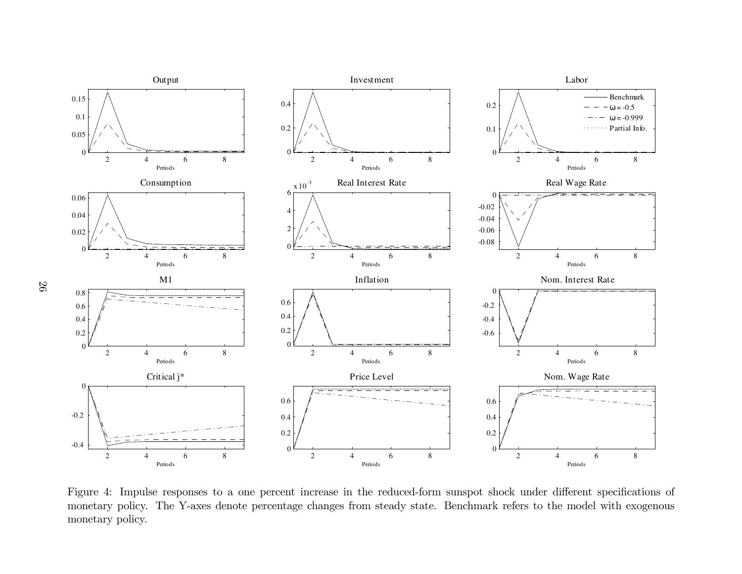Figure 4: Impulse responses to a one percent increase in the reduced-form sunspot shock under different specifications of monetary policy. The Y-axes denote percentage changes from steady state. Benchmark refers to the model with exogenous monetary policy.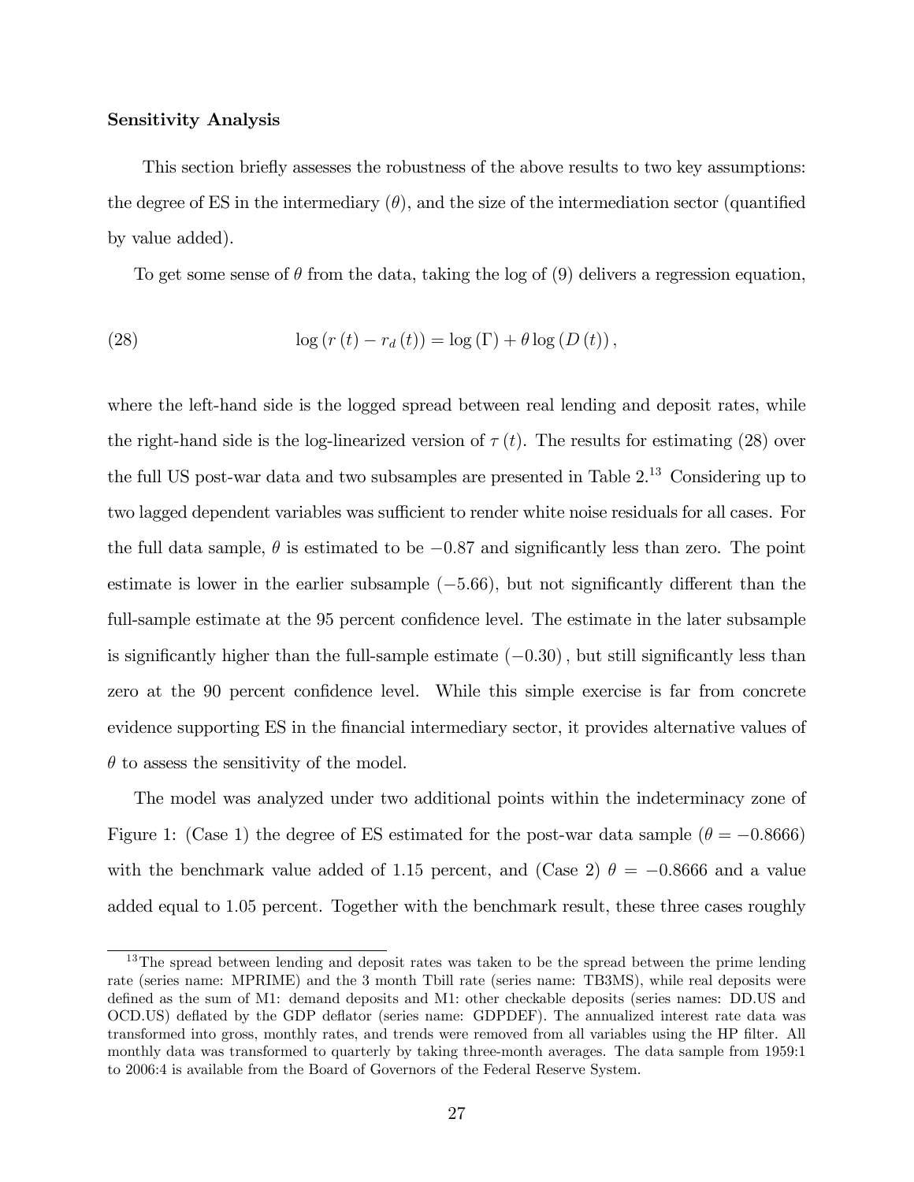**Sensitivity Analysis**

This section briefly assesses the robustness of the above results to two key assumptions: the degree of ES in the intermediary ($\theta$), and the size of the intermediation sector (quantified by value added).

To get some sense of $\theta$ from the data, taking the log of (9) delivers a regression equation,

$$\log\left(r\left(t\right)-r_{d}\left(t\right)\right)=\log\left(\Gamma\right)+\theta\log\left(D\left(t\right)\right), \tag{28}$$

where the left-hand side is the logged spread between real lending and deposit rates, while the right-hand side is the log-linearized version of $\tau(t)$. The results for estimating (28) over the full US post-war data and two subsamples are presented in Table 2.[13] Considering up to two lagged dependent variables was sufficient to render white noise residuals for all cases. For the full data sample, $\theta$ is estimated to be $-0.87$ and significantly less than zero. The point estimate is lower in the earlier subsample ($-5.66$), but not significantly different than the full-sample estimate at the 95 percent confidence level. The estimate in the later subsample is significantly higher than the full-sample estimate ($-0.30$), but still significantly less than zero at the 90 percent confidence level. While this simple exercise is far from concrete evidence supporting ES in the financial intermediary sector, it provides alternative values of $\theta$ to assess the sensitivity of the model.

The model was analyzed under two additional points within the indeterminacy zone of Figure 1: (Case 1) the degree of ES estimated for the post-war data sample ($\theta=-0.8666$) with the benchmark value added of 1.15 percent, and (Case 2) $\theta=-0.8666$ and a value added equal to 1.05 percent. Together with the benchmark result, these three cases roughly

[13] The spread between lending and deposit rates was taken to be the spread between the prime lending rate (series name: MPRIME) and the 3 month Tbill rate (series name: TB3MS), while real deposits were defined as the sum of M1: demand deposits and M1: other checkable deposits (series names: DD.US and OCD.US) deflated by the GDP deflator (series name: GDPDEF). The annualized interest rate data was transformed into gross, monthly rates, and trends were removed from all variables using the HP filter. All monthly data was transformed to quarterly by taking three-month averages. The data sample from 1959:1 to 2006:4 is available from the Board of Governors of the Federal Reserve System.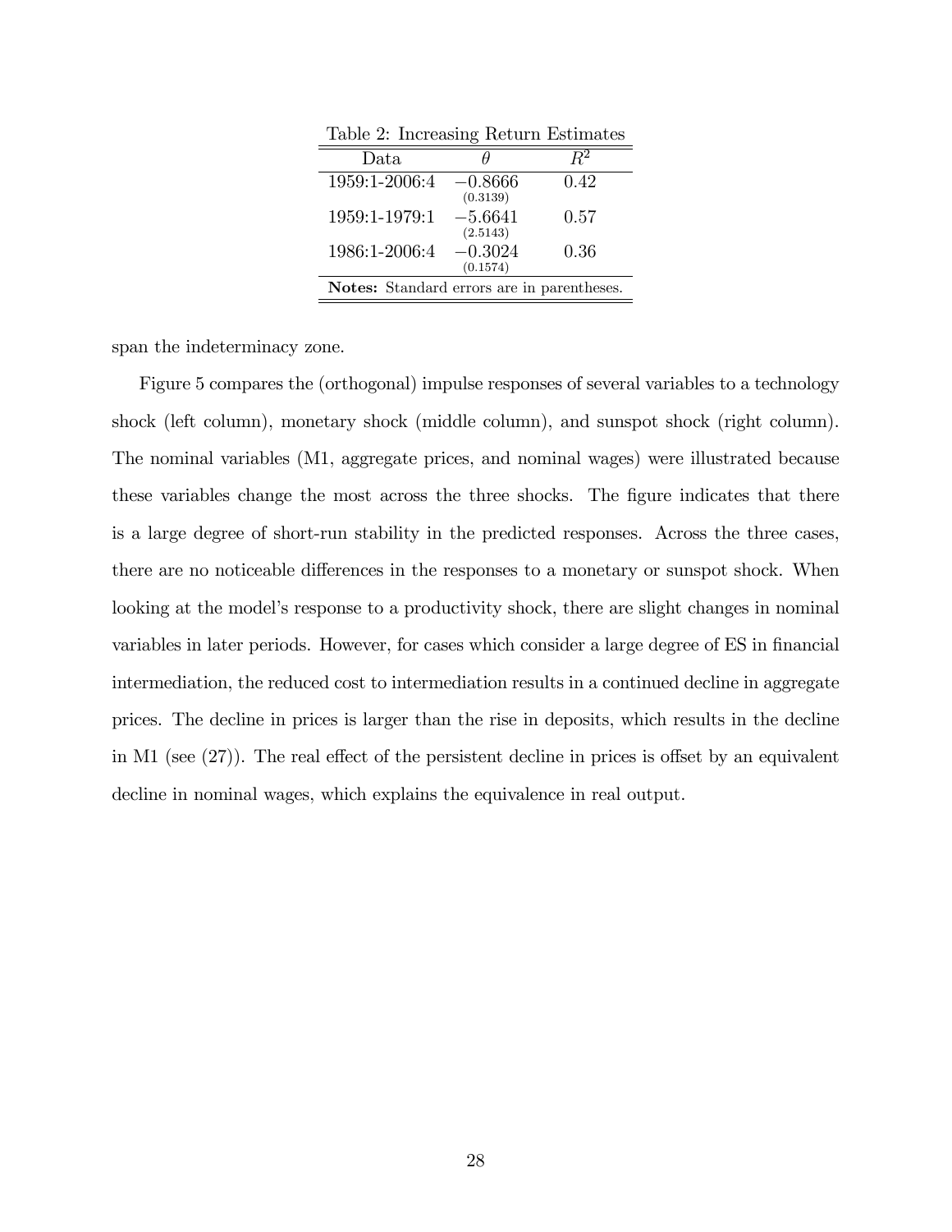Table 2: Increasing Return Estimates

| Data | $\theta$ | $R^2$ |
|---|---|---|
| 1959:1-2006:4 | $-0.8666$ (0.3139) | 0.42 |
| 1959:1-1979:1 | $-5.6641$ (2.5143) | 0.57 |
| 1986:1-2006:4 | $-0.3024$ (0.1574) | 0.36 |

**Notes:** Standard errors are in parentheses.

span the indeterminacy zone.

Figure 5 compares the (orthogonal) impulse responses of several variables to a technology shock (left column), monetary shock (middle column), and sunspot shock (right column). The nominal variables (M1, aggregate prices, and nominal wages) were illustrated because these variables change the most across the three shocks. The figure indicates that there is a large degree of short-run stability in the predicted responses. Across the three cases, there are no noticeable differences in the responses to a monetary or sunspot shock. When looking at the model's response to a productivity shock, there are slight changes in nominal variables in later periods. However, for cases which consider a large degree of ES in financial intermediation, the reduced cost to intermediation results in a continued decline in aggregate prices. The decline in prices is larger than the rise in deposits, which results in the decline in M1 (see (27)). The real effect of the persistent decline in prices is offset by an equivalent decline in nominal wages, which explains the equivalence in real output.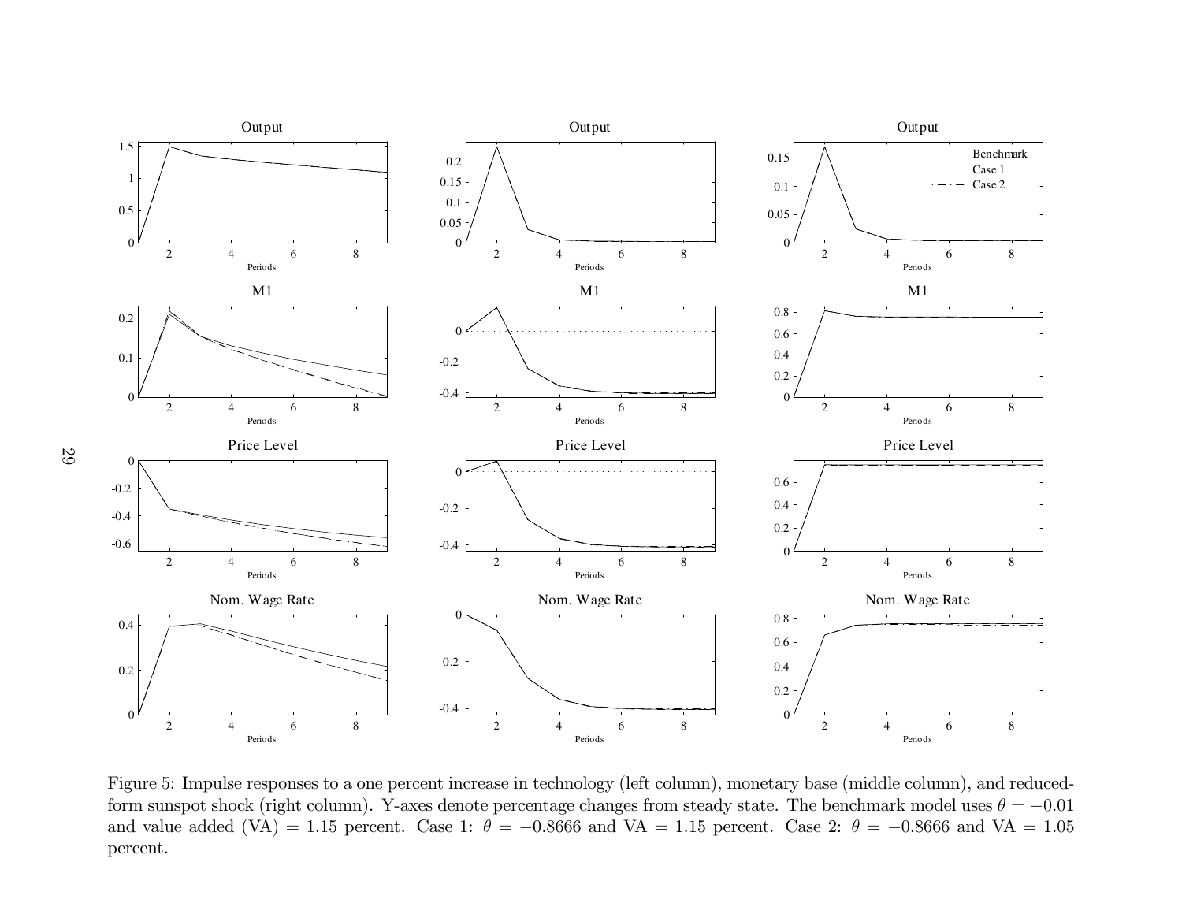Figure 5: Impulse responses to a one percent increase in technology (left column), monetary base (middle column), and reduced-form sunspot shock (right column). Y-axes denote percentage changes from steady state. The benchmark model uses $\theta = -0.01$ and value added (VA) = 1.15 percent. Case 1: $\theta = -0.8666$ and VA = 1.15 percent. Case 2: $\theta = -0.8666$ and VA = 1.05 percent.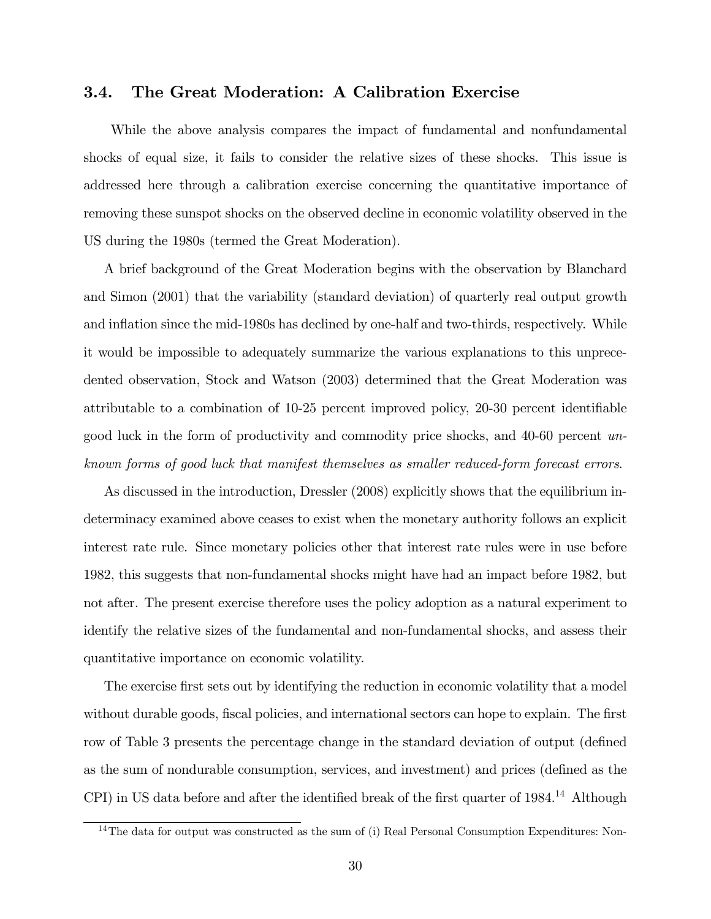### 3.4. The Great Moderation: A Calibration Exercise

While the above analysis compares the impact of fundamental and nonfundamental shocks of equal size, it fails to consider the relative sizes of these shocks. This issue is addressed here through a calibration exercise concerning the quantitative importance of removing these sunspot shocks on the observed decline in economic volatility observed in the US during the 1980s (termed the Great Moderation).

A brief background of the Great Moderation begins with the observation by Blanchard and Simon (2001) that the variability (standard deviation) of quarterly real output growth and inflation since the mid-1980s has declined by one-half and two-thirds, respectively. While it would be impossible to adequately summarize the various explanations to this unprecedented observation, Stock and Watson (2003) determined that the Great Moderation was attributable to a combination of 10-25 percent improved policy, 20-30 percent identifiable good luck in the form of productivity and commodity price shocks, and 40-60 percent *unknown forms of good luck that manifest themselves as smaller reduced-form forecast errors*.

As discussed in the introduction, Dressler (2008) explicitly shows that the equilibrium indeterminacy examined above ceases to exist when the monetary authority follows an explicit interest rate rule. Since monetary policies other that interest rate rules were in use before 1982, this suggests that non-fundamental shocks might have had an impact before 1982, but not after. The present exercise therefore uses the policy adoption as a natural experiment to identify the relative sizes of the fundamental and non-fundamental shocks, and assess their quantitative importance on economic volatility.

The exercise first sets out by identifying the reduction in economic volatility that a model without durable goods, fiscal policies, and international sectors can hope to explain. The first row of Table 3 presents the percentage change in the standard deviation of output (defined as the sum of nondurable consumption, services, and investment) and prices (defined as the CPI) in US data before and after the identified break of the first quarter of 1984.[14] Although

[14] The data for output was constructed as the sum of (i) Real Personal Consumption Expenditures: Non-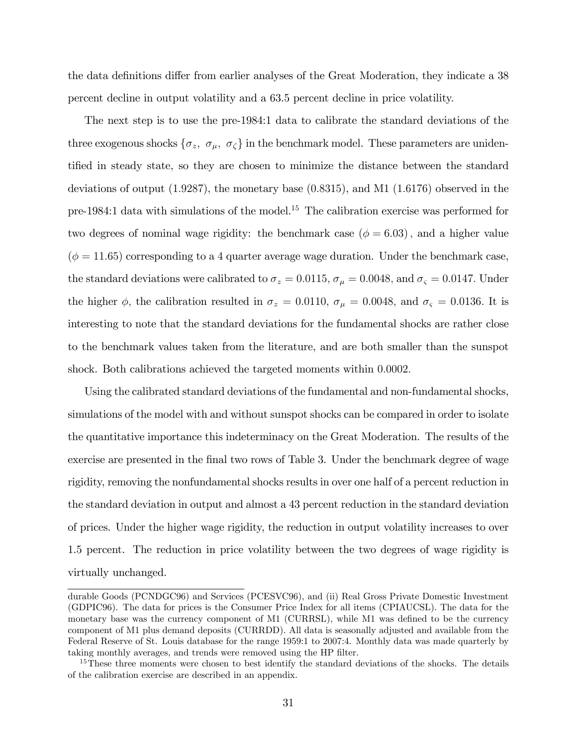the data definitions differ from earlier analyses of the Great Moderation, they indicate a 38 percent decline in output volatility and a 63.5 percent decline in price volatility.

The next step is to use the pre-1984:1 data to calibrate the standard deviations of the three exogenous shocks $\{\sigma_z,\ \sigma_\mu,\ \sigma_\zeta\}$ in the benchmark model. These parameters are unidentified in steady state, so they are chosen to minimize the distance between the standard deviations of output (1.9287), the monetary base (0.8315), and M1 (1.6176) observed in the pre-1984:1 data with simulations of the model.[15] The calibration exercise was performed for two degrees of nominal wage rigidity: the benchmark case ($\phi = 6.03$), and a higher value ($\phi = 11.65$) corresponding to a 4 quarter average wage duration. Under the benchmark case, the standard deviations were calibrated to $\sigma_z = 0.0115$, $\sigma_\mu = 0.0048$, and $\sigma_\varsigma = 0.0147$. Under the higher $\phi$, the calibration resulted in $\sigma_z = 0.0110$, $\sigma_\mu = 0.0048$, and $\sigma_\varsigma = 0.0136$. It is interesting to note that the standard deviations for the fundamental shocks are rather close to the benchmark values taken from the literature, and are both smaller than the sunspot shock. Both calibrations achieved the targeted moments within 0.0002.

Using the calibrated standard deviations of the fundamental and non-fundamental shocks, simulations of the model with and without sunspot shocks can be compared in order to isolate the quantitative importance this indeterminacy on the Great Moderation. The results of the exercise are presented in the final two rows of Table 3. Under the benchmark degree of wage rigidity, removing the nonfundamental shocks results in over one half of a percent reduction in the standard deviation in output and almost a 43 percent reduction in the standard deviation of prices. Under the higher wage rigidity, the reduction in output volatility increases to over 1.5 percent. The reduction in price volatility between the two degrees of wage rigidity is virtually unchanged.

durable Goods (PCNDGC96) and Services (PCESVC96), and (ii) Real Gross Private Domestic Investment (GDPIC96). The data for prices is the Consumer Price Index for all items (CPIAUCSL). The data for the monetary base was the currency component of M1 (CURRSL), while M1 was defined to be the currency component of M1 plus demand deposits (CURRDD). All data is seasonally adjusted and available from the Federal Reserve of St. Louis database for the range 1959:1 to 2007:4. Monthly data was made quarterly by taking monthly averages, and trends were removed using the HP filter.

[15] These three moments were chosen to best identify the standard deviations of the shocks. The details of the calibration exercise are described in an appendix.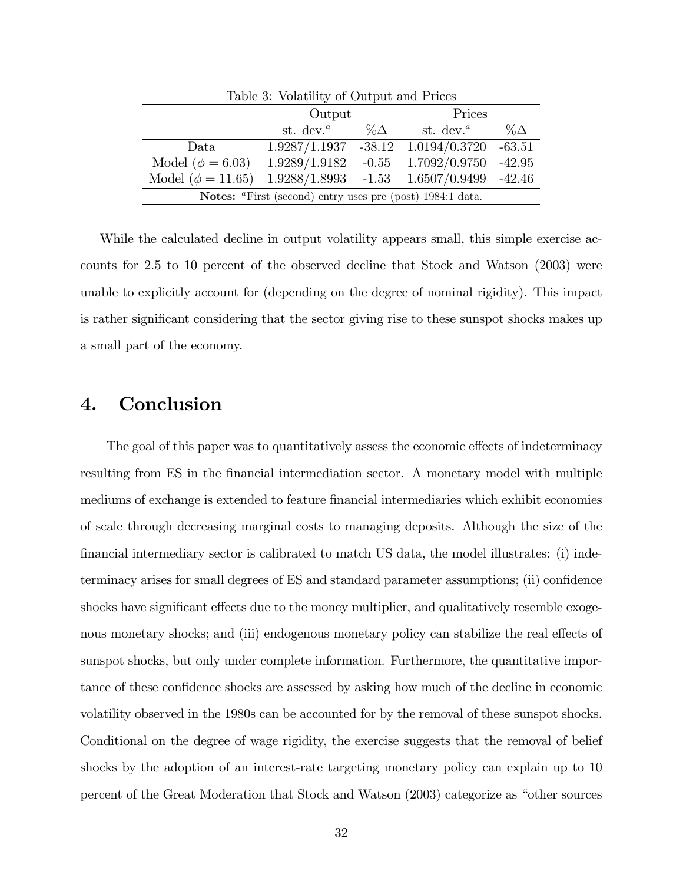Table 3: Volatility of Output and Prices

| | Output | | Prices | |
|---|---|---|---|---|
| | st. dev.[a] | %Δ | st. dev.[a] | %Δ |
| Data | 1.9287/1.1937 | -38.12 | 1.0194/0.3720 | -63.51 |
| Model ($\phi = 6.03$) | 1.9289/1.9182 | -0.55 | 1.7092/0.9750 | -42.95 |
| Model ($\phi = 11.65$) | 1.9288/1.8993 | -1.53 | 1.6507/0.9499 | -42.46 |

**Notes:** [a]First (second) entry uses pre (post) 1984:1 data.

While the calculated decline in output volatility appears small, this simple exercise accounts for 2.5 to 10 percent of the observed decline that Stock and Watson (2003) were unable to explicitly account for (depending on the degree of nominal rigidity). This impact is rather significant considering that the sector giving rise to these sunspot shocks makes up a small part of the economy.

# 4. Conclusion

The goal of this paper was to quantitatively assess the economic effects of indeterminacy resulting from ES in the financial intermediation sector. A monetary model with multiple mediums of exchange is extended to feature financial intermediaries which exhibit economies of scale through decreasing marginal costs to managing deposits. Although the size of the financial intermediary sector is calibrated to match US data, the model illustrates: (i) indeterminacy arises for small degrees of ES and standard parameter assumptions; (ii) confidence shocks have significant effects due to the money multiplier, and qualitatively resemble exogenous monetary shocks; and (iii) endogenous monetary policy can stabilize the real effects of sunspot shocks, but only under complete information. Furthermore, the quantitative importance of these confidence shocks are assessed by asking how much of the decline in economic volatility observed in the 1980s can be accounted for by the removal of these sunspot shocks. Conditional on the degree of wage rigidity, the exercise suggests that the removal of belief shocks by the adoption of an interest-rate targeting monetary policy can explain up to 10 percent of the Great Moderation that Stock and Watson (2003) categorize as "other sources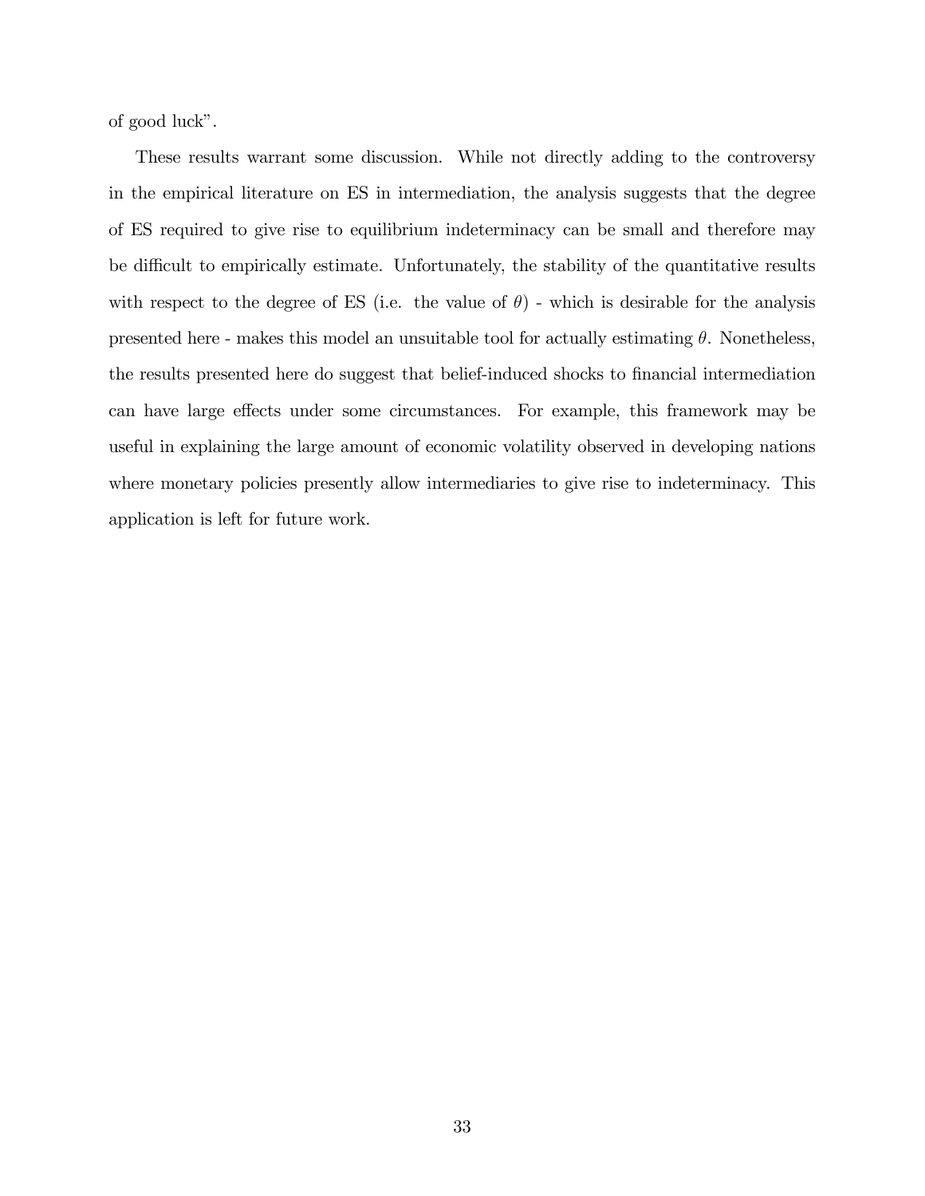of good luck".

These results warrant some discussion. While not directly adding to the controversy in the empirical literature on ES in intermediation, the analysis suggests that the degree of ES required to give rise to equilibrium indeterminacy can be small and therefore may be difficult to empirically estimate. Unfortunately, the stability of the quantitative results with respect to the degree of ES (i.e. the value of $\theta$) - which is desirable for the analysis presented here - makes this model an unsuitable tool for actually estimating $\theta$. Nonetheless, the results presented here do suggest that belief-induced shocks to financial intermediation can have large effects under some circumstances. For example, this framework may be useful in explaining the large amount of economic volatility observed in developing nations where monetary policies presently allow intermediaries to give rise to indeterminacy. This application is left for future work.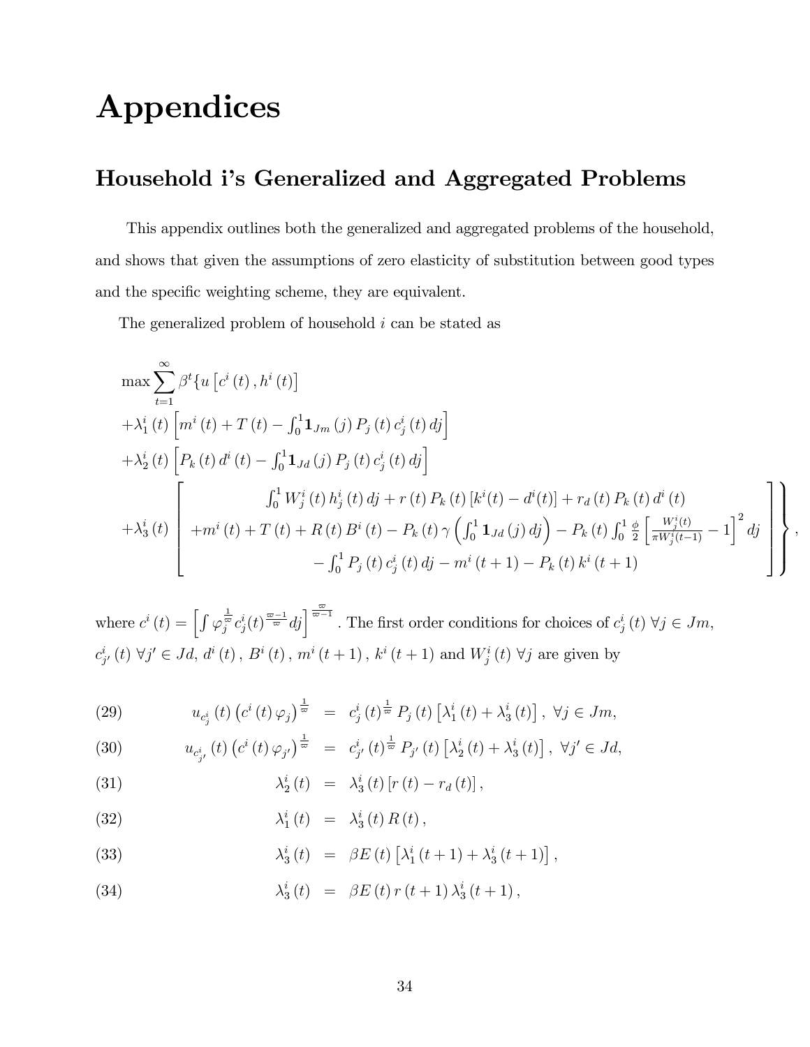# Appendices

## Household i's Generalized and Aggregated Problems

This appendix outlines both the generalized and aggregated problems of the household, and shows that given the assumptions of zero elasticity of substitution between good types and the specific weighting scheme, they are equivalent.

The generalized problem of household $i$ can be stated as

$$
\max \sum_{t=1}^{\infty} \beta^t \Bigg\{ u\left[c^i(t), h^i(t)\right]
+ \lambda_1^i(t) \left[ m^i(t) + T(t) - \int_0^1 \mathbf{1}_{Jm}(j) P_j(t) c_j^i(t) dj \right]
+ \lambda_2^i(t) \left[ P_k(t) d^i(t) - \int_0^1 \mathbf{1}_{Jd}(j) P_j(t) c_j^i(t) dj \right]
+ \lambda_3^i(t) \left[ \begin{array}{c} \int_0^1 W_j^i(t) h_j^i(t) dj + r(t) P_k(t) \left[k^i(t) - d^i(t)\right] + r_d(t) P_k(t) d^i(t) \\ + m^i(t) + T(t) + R(t) B^i(t) - P_k(t) \gamma \left( \int_0^1 \mathbf{1}_{Jd}(j) dj \right) - P_k(t) \int_0^1 \frac{\phi}{2} \left[ \frac{W_j^i(t)}{\pi W_j^i(t-1)} - 1 \right]^2 dj \\ - \int_0^1 P_j(t) c_j^i(t) dj - m^i(t+1) - P_k(t) k^i(t+1) \end{array} \right] \Bigg\},
$$

where $c^i(t) = \left[ \int \varphi_j^{\frac{1}{\varpi}} c_j^i(t)^{\frac{\varpi-1}{\varpi}} dj \right]^{\frac{\varpi}{\varpi-1}}$. The first order conditions for choices of $c_j^i(t)\ \forall j \in Jm$, $c_{j'}^i(t)\ \forall j' \in Jd$, $d^i(t)$, $B^i(t)$, $m^i(t+1)$, $k^i(t+1)$ and $W_j^i(t)\ \forall j$ are given by

$$
u_{c_j^i}(t) \left(c^i(t) \varphi_j\right)^{\frac{1}{\varpi}} = c_j^i(t)^{\frac{1}{\varpi}} P_j(t) \left[\lambda_1^i(t) + \lambda_3^i(t)\right],\ \forall j \in Jm, \tag{29}
$$

$$
u_{c_{j'}^i}(t) \left(c^i(t) \varphi_{j'}\right)^{\frac{1}{\varpi}} = c_{j'}^i(t)^{\frac{1}{\varpi}} P_{j'}(t) \left[\lambda_2^i(t) + \lambda_3^i(t)\right],\ \forall j' \in Jd, \tag{30}
$$

$$
\lambda_2^i(t) = \lambda_3^i(t) \left[r(t) - r_d(t)\right], \tag{31}
$$

$$
\lambda_1^i(t) = \lambda_3^i(t) R(t), \tag{32}
$$

$$
\lambda_3^i(t) = \beta E(t) \left[\lambda_1^i(t+1) + \lambda_3^i(t+1)\right], \tag{33}
$$

$$
\lambda_3^i(t) = \beta E(t) r(t+1) \lambda_3^i(t+1), \tag{34}
$$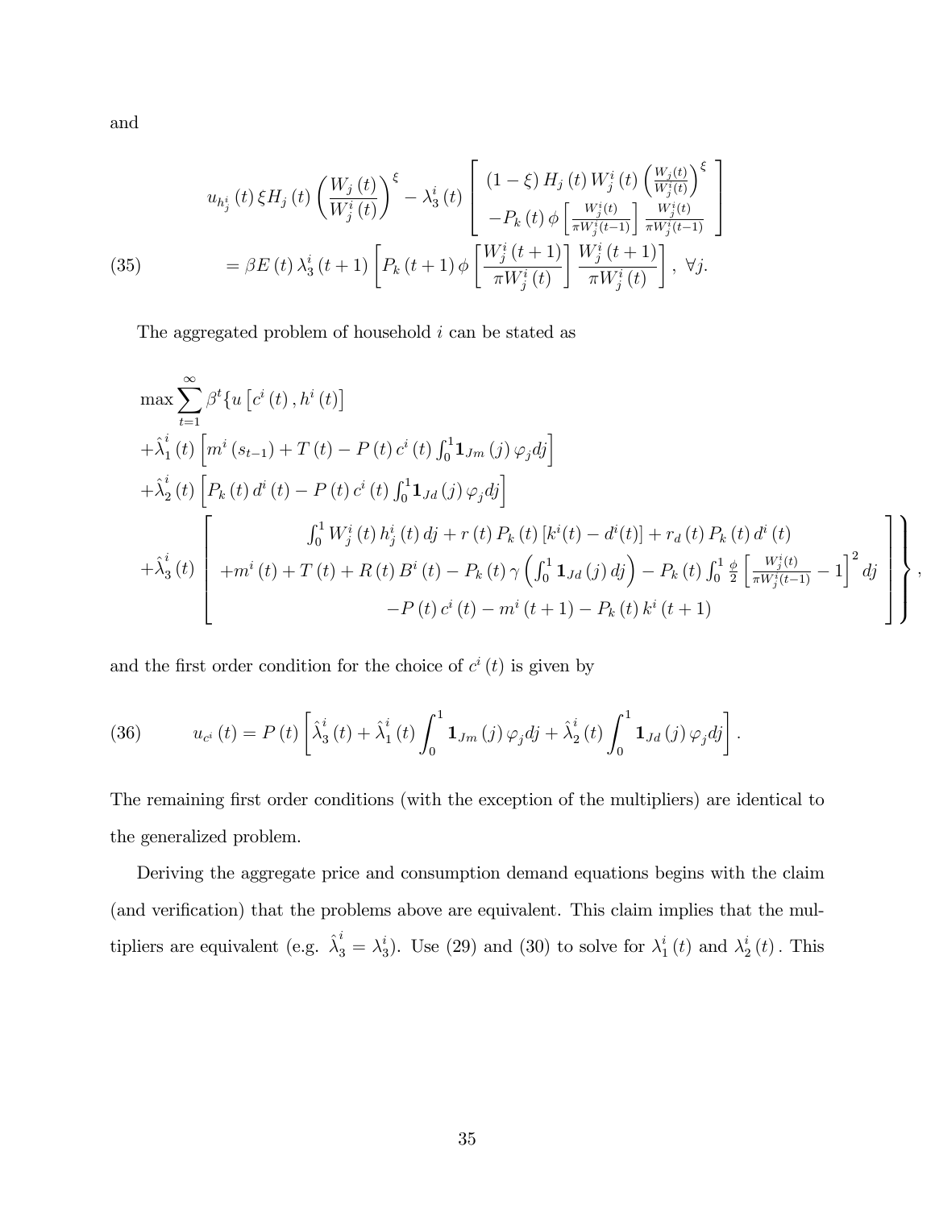and

$$
\begin{aligned}
& u_{h_j^i}(t)\,\xi H_j(t)\left(\frac{W_j(t)}{W_j^i(t)}\right)^{\xi} - \lambda_3^i(t)\left[\begin{array}{c}(1-\xi)\,H_j(t)\,W_j^i(t)\left(\frac{W_j(t)}{W_j^i(t)}\right)^{\xi} \\ -P_k(t)\,\phi\left[\frac{W_j^i(t)}{\pi W_j^i(t-1)}\right]\frac{W_j^i(t)}{\pi W_j^i(t-1)}\end{array}\right] \\
& \qquad = \beta E(t)\,\lambda_3^i(t+1)\left[P_k(t+1)\,\phi\left[\frac{W_j^i(t+1)}{\pi W_j^i(t)}\right]\frac{W_j^i(t+1)}{\pi W_j^i(t)}\right],\ \forall j.
\end{aligned}
\tag{35}
$$

The aggregated problem of household $i$ can be stated as

$$
\begin{aligned}
& \max\sum_{t=1}^{\infty}\beta^t\{u\left[c^i(t),h^i(t)\right] \\
& +\hat{\lambda}_1^i(t)\left[m^i(s_{t-1})+T(t)-P(t)\,c^i(t)\int_0^1\mathbf{1}_{Jm}(j)\,\varphi_j dj\right] \\
& +\hat{\lambda}_2^i(t)\left[P_k(t)\,d^i(t)-P(t)\,c^i(t)\int_0^1\mathbf{1}_{Jd}(j)\,\varphi_j dj\right] \\
& +\hat{\lambda}_3^i(t)\left[\begin{array}{c}\int_0^1 W_j^i(t)\,h_j^i(t)\,dj+r(t)\,P_k(t)\,[k^i(t)-d^i(t)]+r_d(t)\,P_k(t)\,d^i(t) \\ +m^i(t)+T(t)+R(t)\,B^i(t)-P_k(t)\,\gamma\left(\int_0^1\mathbf{1}_{Jd}(j)\,dj\right)-P_k(t)\int_0^1\frac{\phi}{2}\left[\frac{W_j^i(t)}{\pi W_j^i(t-1)}-1\right]^2 dj \\ -P(t)\,c^i(t)-m^i(t+1)-P_k(t)\,k^i(t+1)\end{array}\right]\Bigg\},
\end{aligned}
$$

and the first order condition for the choice of $c^i(t)$ is given by

$$
u_{c^i}(t)=P(t)\left[\hat{\lambda}_3^i(t)+\hat{\lambda}_1^i(t)\int_0^1\mathbf{1}_{Jm}(j)\,\varphi_j dj+\hat{\lambda}_2^i(t)\int_0^1\mathbf{1}_{Jd}(j)\,\varphi_j dj\right].
\tag{36}
$$

The remaining first order conditions (with the exception of the multipliers) are identical to the generalized problem.

Deriving the aggregate price and consumption demand equations begins with the claim (and verification) that the problems above are equivalent. This claim implies that the multipliers are equivalent (e.g. $\hat{\lambda}_3^i=\lambda_3^i$). Use (29) and (30) to solve for $\lambda_1^i(t)$ and $\lambda_2^i(t)$. This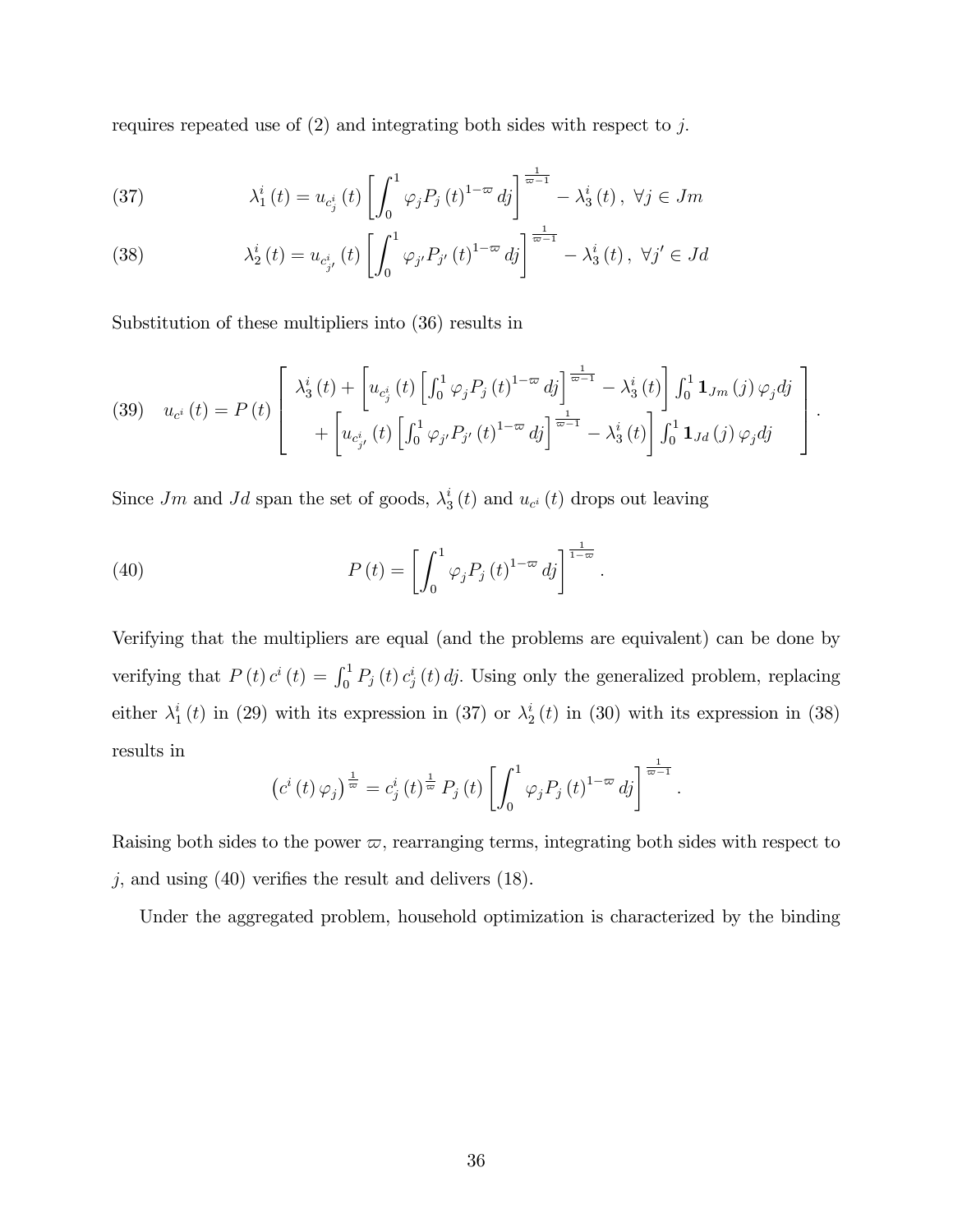requires repeated use of (2) and integrating both sides with respect to $j$.

$$\lambda_1^i(t) = u_{c_j^i}(t)\left[\int_0^1 \varphi_j P_j(t)^{1-\varpi} dj\right]^{\frac{1}{\varpi-1}} - \lambda_3^i(t), \ \forall j \in Jm \tag{37}$$

$$\lambda_2^i(t) = u_{c_{j'}^i}(t)\left[\int_0^1 \varphi_{j'} P_{j'}(t)^{1-\varpi} dj\right]^{\frac{1}{\varpi-1}} - \lambda_3^i(t), \ \forall j' \in Jd \tag{38}$$

Substitution of these multipliers into (36) results in

$$u_{c^i}(t) = P(t)\left[\begin{array}{c} \lambda_3^i(t) + \left[u_{c_j^i}(t)\left[\int_0^1 \varphi_j P_j(t)^{1-\varpi} dj\right]^{\frac{1}{\varpi-1}} - \lambda_3^i(t)\right]\int_0^1 \mathbf{1}_{Jm}(j)\varphi_j dj \\ + \left[u_{c_{j'}^i}(t)\left[\int_0^1 \varphi_{j'} P_{j'}(t)^{1-\varpi} dj\right]^{\frac{1}{\varpi-1}} - \lambda_3^i(t)\right]\int_0^1 \mathbf{1}_{Jd}(j)\varphi_j dj \end{array}\right]. \tag{39}$$

Since $Jm$ and $Jd$ span the set of goods, $\lambda_3^i(t)$ and $u_{c^i}(t)$ drops out leaving

$$P(t) = \left[\int_0^1 \varphi_j P_j(t)^{1-\varpi} dj\right]^{\frac{1}{1-\varpi}}. \tag{40}$$

Verifying that the multipliers are equal (and the problems are equivalent) can be done by verifying that $P(t)c^i(t) = \int_0^1 P_j(t)c_j^i(t)dj$. Using only the generalized problem, replacing either $\lambda_1^i(t)$ in (29) with its expression in (37) or $\lambda_2^i(t)$ in (30) with its expression in (38) results in

$$\left(c^i(t)\varphi_j\right)^{\frac{1}{\varpi}} = c_j^i(t)^{\frac{1}{\varpi}} P_j(t)\left[\int_0^1 \varphi_j P_j(t)^{1-\varpi} dj\right]^{\frac{1}{\varpi-1}}.$$

Raising both sides to the power $\varpi$, rearranging terms, integrating both sides with respect to $j$, and using (40) verifies the result and delivers (18).

Under the aggregated problem, household optimization is characterized by the binding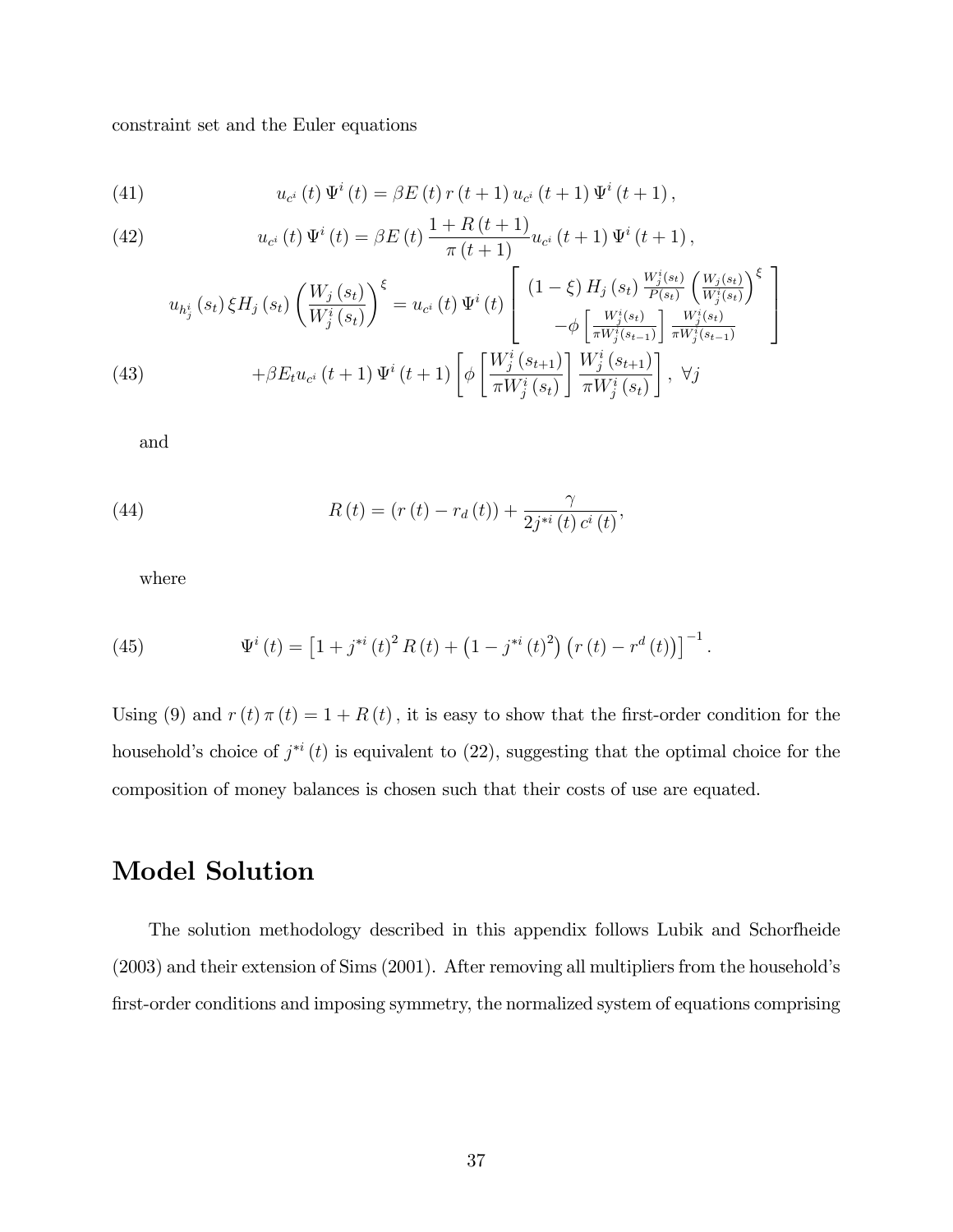constraint set and the Euler equations

$$u_{c^i}(t)\,\Psi^i(t) = \beta E(t)\, r(t+1)\, u_{c^i}(t+1)\,\Psi^i(t+1), \tag{41}$$

$$u_{c^i}(t)\,\Psi^i(t) = \beta E(t)\,\frac{1+R(t+1)}{\pi(t+1)} u_{c^i}(t+1)\,\Psi^i(t+1), \tag{42}$$

$$\begin{aligned}
u_{h_j^i}(s_t)\,\xi H_j(s_t)\left(\frac{W_j(s_t)}{W_j^i(s_t)}\right)^{\xi} &= u_{c^i}(t)\,\Psi^i(t)\left[\begin{array}{c} (1-\xi)\,H_j(s_t)\,\frac{W_j^i(s_t)}{P(s_t)}\left(\frac{W_j(s_t)}{W_j^i(s_t)}\right)^{\xi} \\ -\phi\left[\frac{W_j^i(s_t)}{\pi W_j^i(s_{t-1})}\right]\frac{W_j^i(s_t)}{\pi W_j^i(s_{t-1})} \end{array}\right] \\
&+\beta E_t u_{c^i}(t+1)\,\Psi^i(t+1)\left[\phi\left[\frac{W_j^i(s_{t+1})}{\pi W_j^i(s_t)}\right]\frac{W_j^i(s_{t+1})}{\pi W_j^i(s_t)}\right],\ \forall j
\end{aligned} \tag{43}$$

and

$$R(t) = (r(t) - r_d(t)) + \frac{\gamma}{2 j^{*i}(t)\, c^i(t)}, \tag{44}$$

where

$$\Psi^i(t) = \left[1 + j^{*i}(t)^2 R(t) + \left(1 - j^{*i}(t)^2\right)\left(r(t) - r^d(t)\right)\right]^{-1}. \tag{45}$$

Using (9) and $r(t)\,\pi(t) = 1 + R(t)$, it is easy to show that the first-order condition for the household's choice of $j^{*i}(t)$ is equivalent to (22), suggesting that the optimal choice for the composition of money balances is chosen such that their costs of use are equated.

# Model Solution

The solution methodology described in this appendix follows Lubik and Schorfheide (2003) and their extension of Sims (2001). After removing all multipliers from the household's first-order conditions and imposing symmetry, the normalized system of equations comprising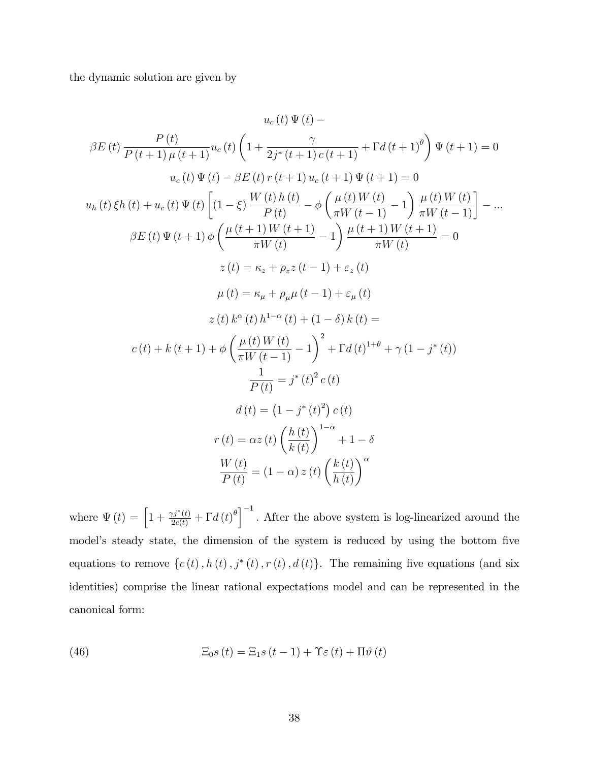the dynamic solution are given by

$$u_c(t)\Psi(t) -$$

$$\beta E(t)\frac{P(t)}{P(t+1)\mu(t+1)}u_c(t)\left(1+\frac{\gamma}{2j^*(t+1)c(t+1)}+\Gamma d(t+1)^{\theta}\right)\Psi(t+1)=0$$

$$u_c(t)\Psi(t)-\beta E(t)r(t+1)u_c(t+1)\Psi(t+1)=0$$

$$u_h(t)\xi h(t)+u_c(t)\Psi(t)\left[(1-\xi)\frac{W(t)h(t)}{P(t)}-\phi\left(\frac{\mu(t)W(t)}{\pi W(t-1)}-1\right)\frac{\mu(t)W(t)}{\pi W(t-1)}\right]-...$$

$$\beta E(t)\Psi(t+1)\phi\left(\frac{\mu(t+1)W(t+1)}{\pi W(t)}-1\right)\frac{\mu(t+1)W(t+1)}{\pi W(t)}=0$$

$$z(t)=\kappa_z+\rho_z z(t-1)+\varepsilon_z(t)$$

$$\mu(t)=\kappa_\mu+\rho_\mu\mu(t-1)+\varepsilon_\mu(t)$$

$$z(t)k^{\alpha}(t)h^{1-\alpha}(t)+(1-\delta)k(t)=$$

$$c(t)+k(t+1)+\phi\left(\frac{\mu(t)W(t)}{\pi W(t-1)}-1\right)^2+\Gamma d(t)^{1+\theta}+\gamma(1-j^*(t))$$

$$\frac{1}{P(t)}=j^*(t)^2c(t)$$

$$d(t)=\left(1-j^*(t)^2\right)c(t)$$

$$r(t)=\alpha z(t)\left(\frac{h(t)}{k(t)}\right)^{1-\alpha}+1-\delta$$

$$\frac{W(t)}{P(t)}=(1-\alpha)z(t)\left(\frac{k(t)}{h(t)}\right)^{\alpha}$$

where $\Psi(t)=\left[1+\frac{\gamma j^*(t)}{2c(t)}+\Gamma d(t)^{\theta}\right]^{-1}$. After the above system is log-linearized around the model's steady state, the dimension of the system is reduced by using the bottom five equations to remove $\{c(t), h(t), j^*(t), r(t), d(t)\}$. The remaining five equations (and six identities) comprise the linear rational expectations model and can be represented in the canonical form:

$$\Xi_0 s(t)=\Xi_1 s(t-1)+\Upsilon\varepsilon(t)+\Pi\vartheta(t) \tag{46}$$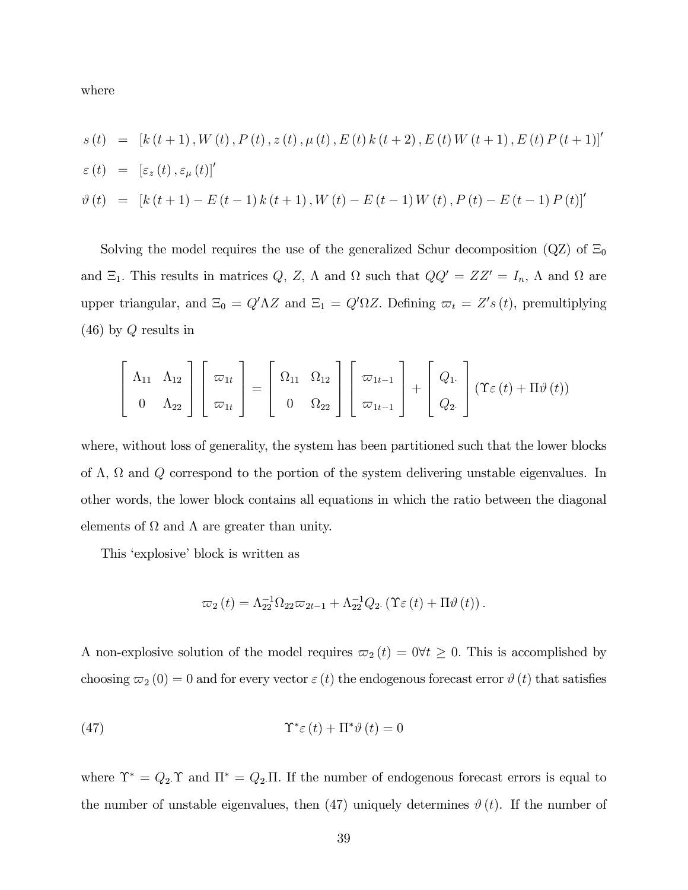where

$$
\begin{aligned}
s(t) &= [k(t+1), W(t), P(t), z(t), \mu(t), E(t)k(t+2), E(t)W(t+1), E(t)P(t+1)]' \\
\varepsilon(t) &= [\varepsilon_z(t), \varepsilon_\mu(t)]' \\
\vartheta(t) &= [k(t+1) - E(t-1)k(t+1), W(t) - E(t-1)W(t), P(t) - E(t-1)P(t)]'
\end{aligned}
$$

Solving the model requires the use of the generalized Schur decomposition (QZ) of $\Xi_0$ and $\Xi_1$. This results in matrices $Q$, $Z$, $\Lambda$ and $\Omega$ such that $QQ' = ZZ' = I_n$, $\Lambda$ and $\Omega$ are upper triangular, and $\Xi_0 = Q'\Lambda Z$ and $\Xi_1 = Q'\Omega Z$. Defining $\varpi_t = Z's(t)$, premultiplying (46) by $Q$ results in

$$
\begin{bmatrix} \Lambda_{11} & \Lambda_{12} \\ 0 & \Lambda_{22} \end{bmatrix} \begin{bmatrix} \varpi_{1t} \\ \varpi_{1t} \end{bmatrix} = \begin{bmatrix} \Omega_{11} & \Omega_{12} \\ 0 & \Omega_{22} \end{bmatrix} \begin{bmatrix} \varpi_{1t-1} \\ \varpi_{1t-1} \end{bmatrix} + \begin{bmatrix} Q_{1\cdot} \\ Q_{2\cdot} \end{bmatrix} (\Upsilon\varepsilon(t) + \Pi\vartheta(t))
$$

where, without loss of generality, the system has been partitioned such that the lower blocks of $\Lambda$, $\Omega$ and $Q$ correspond to the portion of the system delivering unstable eigenvalues. In other words, the lower block contains all equations in which the ratio between the diagonal elements of $\Omega$ and $\Lambda$ are greater than unity.

This 'explosive' block is written as

$$
\varpi_2(t) = \Lambda_{22}^{-1}\Omega_{22}\varpi_{2t-1} + \Lambda_{22}^{-1}Q_{2\cdot}(\Upsilon\varepsilon(t) + \Pi\vartheta(t)).
$$

A non-explosive solution of the model requires $\varpi_2(t) = 0 \forall t \geq 0$. This is accomplished by choosing $\varpi_2(0) = 0$ and for every vector $\varepsilon(t)$ the endogenous forecast error $\vartheta(t)$ that satisfies

$$
\Upsilon^*\varepsilon(t) + \Pi^*\vartheta(t) = 0 \tag{47}
$$

where $\Upsilon^* = Q_{2\cdot}\Upsilon$ and $\Pi^* = Q_{2\cdot}\Pi$. If the number of endogenous forecast errors is equal to the number of unstable eigenvalues, then (47) uniquely determines $\vartheta(t)$. If the number of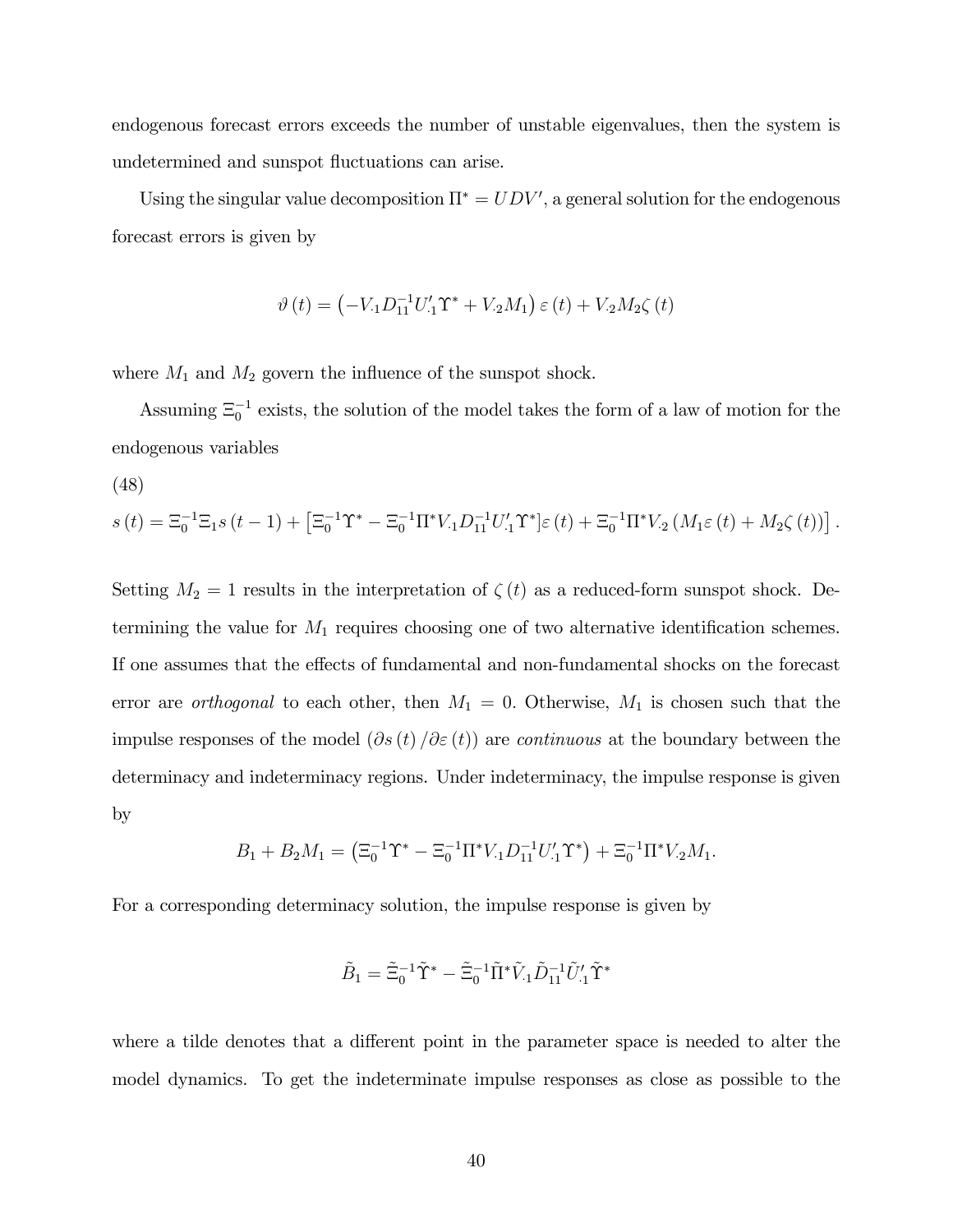endogenous forecast errors exceeds the number of unstable eigenvalues, then the system is undetermined and sunspot fluctuations can arise.

Using the singular value decomposition $\Pi^* = UDV'$, a general solution for the endogenous forecast errors is given by

$$\vartheta(t) = \left(-V_{\cdot 1} D_{11}^{-1} U_{\cdot 1}' \Upsilon^* + V_{\cdot 2} M_1\right) \varepsilon(t) + V_{\cdot 2} M_2 \zeta(t)$$

where $M_1$ and $M_2$ govern the influence of the sunspot shock.

Assuming $\Xi_0^{-1}$ exists, the solution of the model takes the form of a law of motion for the endogenous variables

(48)

$$s(t) = \Xi_0^{-1}\Xi_1 s(t-1) + \left[\Xi_0^{-1}\Upsilon^* - \Xi_0^{-1}\Pi^* V_{\cdot 1} D_{11}^{-1} U_{\cdot 1}' \Upsilon^*\right]\varepsilon(t) + \Xi_0^{-1}\Pi^* V_{\cdot 2}\left(M_1 \varepsilon(t) + M_2 \zeta(t)\right)\right].$$

Setting $M_2 = 1$ results in the interpretation of $\zeta(t)$ as a reduced-form sunspot shock. Determining the value for $M_1$ requires choosing one of two alternative identification schemes. If one assumes that the effects of fundamental and non-fundamental shocks on the forecast error are *orthogonal* to each other, then $M_1 = 0$. Otherwise, $M_1$ is chosen such that the impulse responses of the model $(\partial s(t) / \partial \varepsilon(t))$ are *continuous* at the boundary between the determinacy and indeterminacy regions. Under indeterminacy, the impulse response is given by

$$B_1 + B_2 M_1 = \left(\Xi_0^{-1}\Upsilon^* - \Xi_0^{-1}\Pi^* V_{\cdot 1} D_{11}^{-1} U_{\cdot 1}' \Upsilon^*\right) + \Xi_0^{-1}\Pi^* V_{\cdot 2} M_1.$$

For a corresponding determinacy solution, the impulse response is given by

$$\tilde{B}_1 = \tilde{\Xi}_0^{-1}\tilde{\Upsilon}^* - \tilde{\Xi}_0^{-1}\tilde{\Pi}^* \tilde{V}_{\cdot 1} \tilde{D}_{11}^{-1} \tilde{U}_{\cdot 1}' \tilde{\Upsilon}^*$$

where a tilde denotes that a different point in the parameter space is needed to alter the model dynamics. To get the indeterminate impulse responses as close as possible to the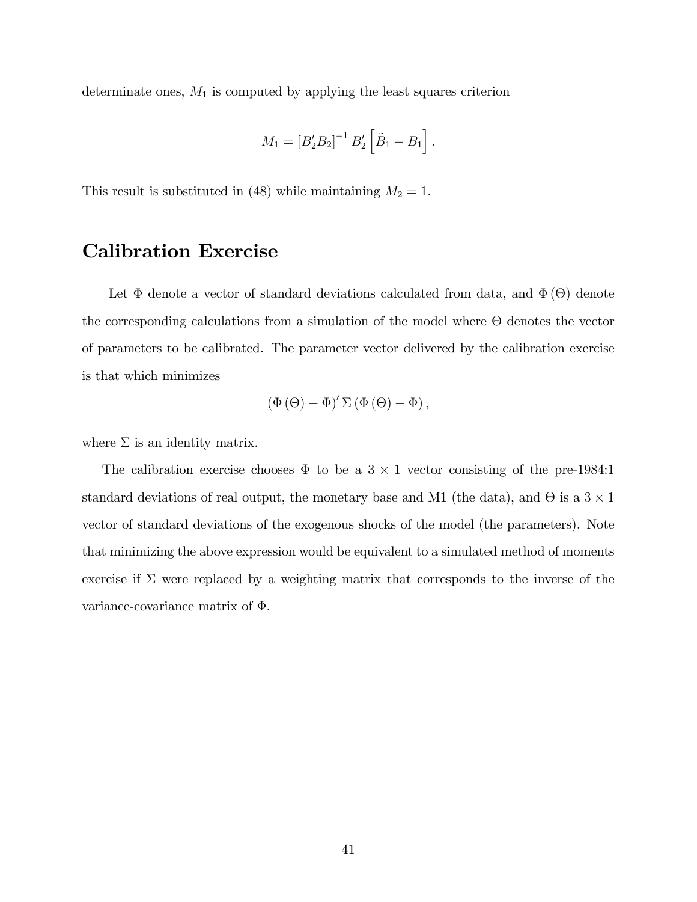determinate ones, $M_1$ is computed by applying the least squares criterion

$$M_1 = \left[B_2' B_2\right]^{-1} B_2' \left[\tilde{B}_1 - B_1\right].$$

This result is substituted in (48) while maintaining $M_2 = 1$.

## Calibration Exercise

Let $\Phi$ denote a vector of standard deviations calculated from data, and $\Phi(\Theta)$ denote the corresponding calculations from a simulation of the model where $\Theta$ denotes the vector of parameters to be calibrated. The parameter vector delivered by the calibration exercise is that which minimizes

$$\left(\Phi(\Theta) - \Phi\right)' \Sigma \left(\Phi(\Theta) - \Phi\right),$$

where $\Sigma$ is an identity matrix.

The calibration exercise chooses $\Phi$ to be a $3 \times 1$ vector consisting of the pre-1984:1 standard deviations of real output, the monetary base and M1 (the data), and $\Theta$ is a $3 \times 1$ vector of standard deviations of the exogenous shocks of the model (the parameters). Note that minimizing the above expression would be equivalent to a simulated method of moments exercise if $\Sigma$ were replaced by a weighting matrix that corresponds to the inverse of the variance-covariance matrix of $\Phi$.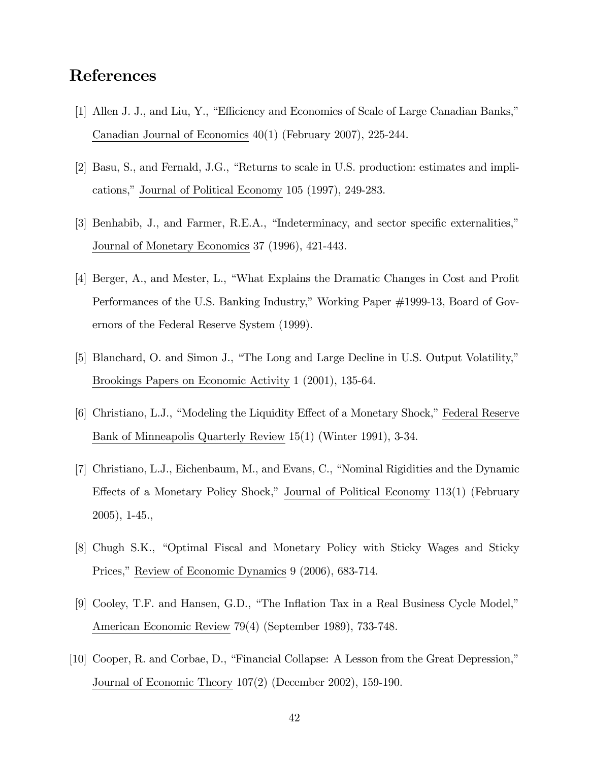# References

[1] Allen J. J., and Liu, Y., "Efficiency and Economies of Scale of Large Canadian Banks," Canadian Journal of Economics 40(1) (February 2007), 225-244.

[2] Basu, S., and Fernald, J.G., "Returns to scale in U.S. production: estimates and implications," Journal of Political Economy 105 (1997), 249-283.

[3] Benhabib, J., and Farmer, R.E.A., "Indeterminacy, and sector specific externalities," Journal of Monetary Economics 37 (1996), 421-443.

[4] Berger, A., and Mester, L., "What Explains the Dramatic Changes in Cost and Profit Performances of the U.S. Banking Industry," Working Paper #1999-13, Board of Governors of the Federal Reserve System (1999).

[5] Blanchard, O. and Simon J., "The Long and Large Decline in U.S. Output Volatility," Brookings Papers on Economic Activity 1 (2001), 135-64.

[6] Christiano, L.J., "Modeling the Liquidity Effect of a Monetary Shock," Federal Reserve Bank of Minneapolis Quarterly Review 15(1) (Winter 1991), 3-34.

[7] Christiano, L.J., Eichenbaum, M., and Evans, C., "Nominal Rigidities and the Dynamic Effects of a Monetary Policy Shock," Journal of Political Economy 113(1) (February 2005), 1-45.,

[8] Chugh S.K., "Optimal Fiscal and Monetary Policy with Sticky Wages and Sticky Prices," Review of Economic Dynamics 9 (2006), 683-714.

[9] Cooley, T.F. and Hansen, G.D., "The Inflation Tax in a Real Business Cycle Model," American Economic Review 79(4) (September 1989), 733-748.

[10] Cooper, R. and Corbae, D., "Financial Collapse: A Lesson from the Great Depression," Journal of Economic Theory 107(2) (December 2002), 159-190.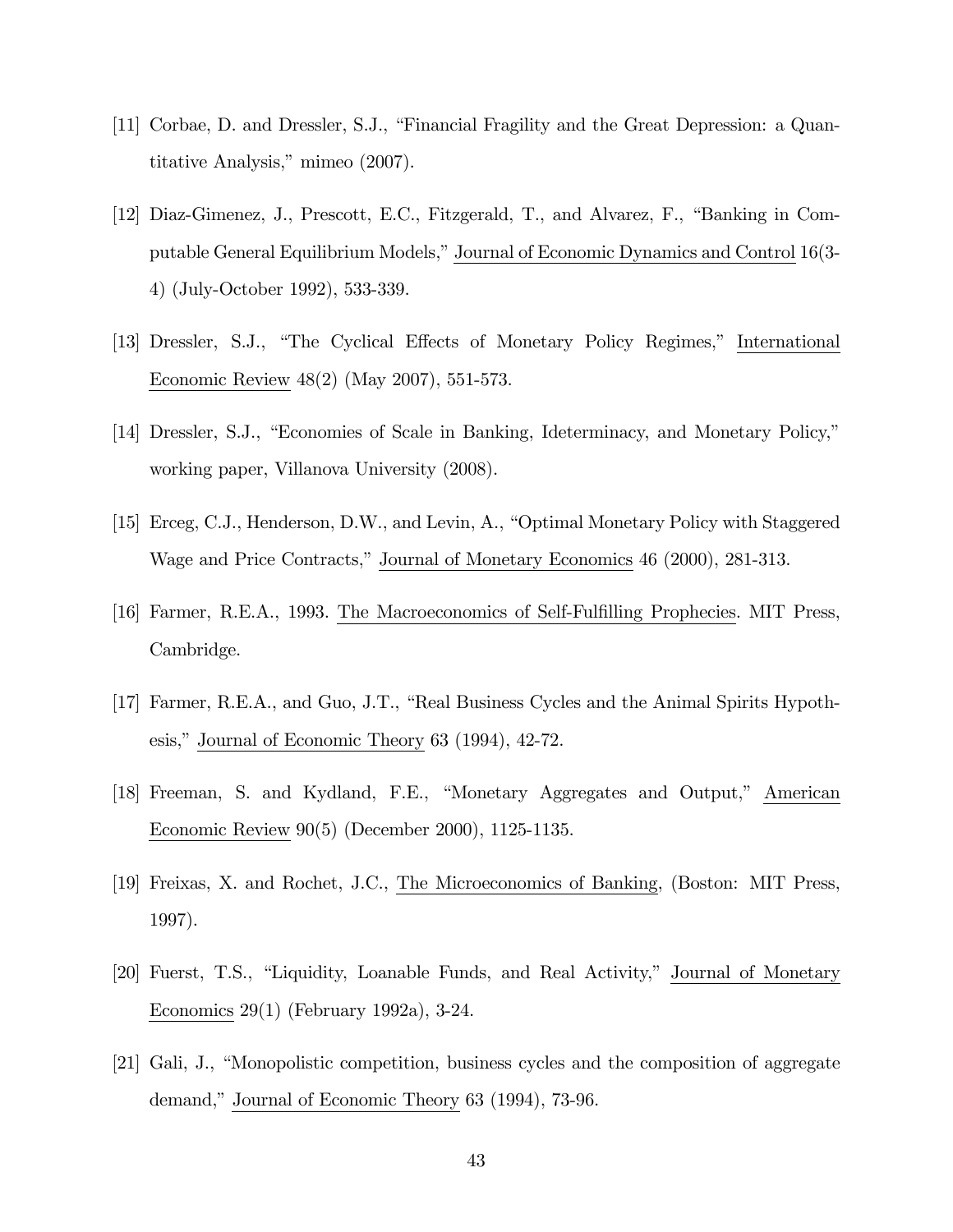[11] Corbae, D. and Dressler, S.J., "Financial Fragility and the Great Depression: a Quantitative Analysis," mimeo (2007).

[12] Diaz-Gimenez, J., Prescott, E.C., Fitzgerald, T., and Alvarez, F., "Banking in Computable General Equilibrium Models," Journal of Economic Dynamics and Control 16(3-4) (July-October 1992), 533-339.

[13] Dressler, S.J., "The Cyclical Effects of Monetary Policy Regimes," International Economic Review 48(2) (May 2007), 551-573.

[14] Dressler, S.J., "Economies of Scale in Banking, Ideterminacy, and Monetary Policy," working paper, Villanova University (2008).

[15] Erceg, C.J., Henderson, D.W., and Levin, A., "Optimal Monetary Policy with Staggered Wage and Price Contracts," Journal of Monetary Economics 46 (2000), 281-313.

[16] Farmer, R.E.A., 1993. The Macroeconomics of Self-Fulfilling Prophecies. MIT Press, Cambridge.

[17] Farmer, R.E.A., and Guo, J.T., "Real Business Cycles and the Animal Spirits Hypothesis," Journal of Economic Theory 63 (1994), 42-72.

[18] Freeman, S. and Kydland, F.E., "Monetary Aggregates and Output," American Economic Review 90(5) (December 2000), 1125-1135.

[19] Freixas, X. and Rochet, J.C., The Microeconomics of Banking, (Boston: MIT Press, 1997).

[20] Fuerst, T.S., "Liquidity, Loanable Funds, and Real Activity," Journal of Monetary Economics 29(1) (February 1992a), 3-24.

[21] Gali, J., "Monopolistic competition, business cycles and the composition of aggregate demand," Journal of Economic Theory 63 (1994), 73-96.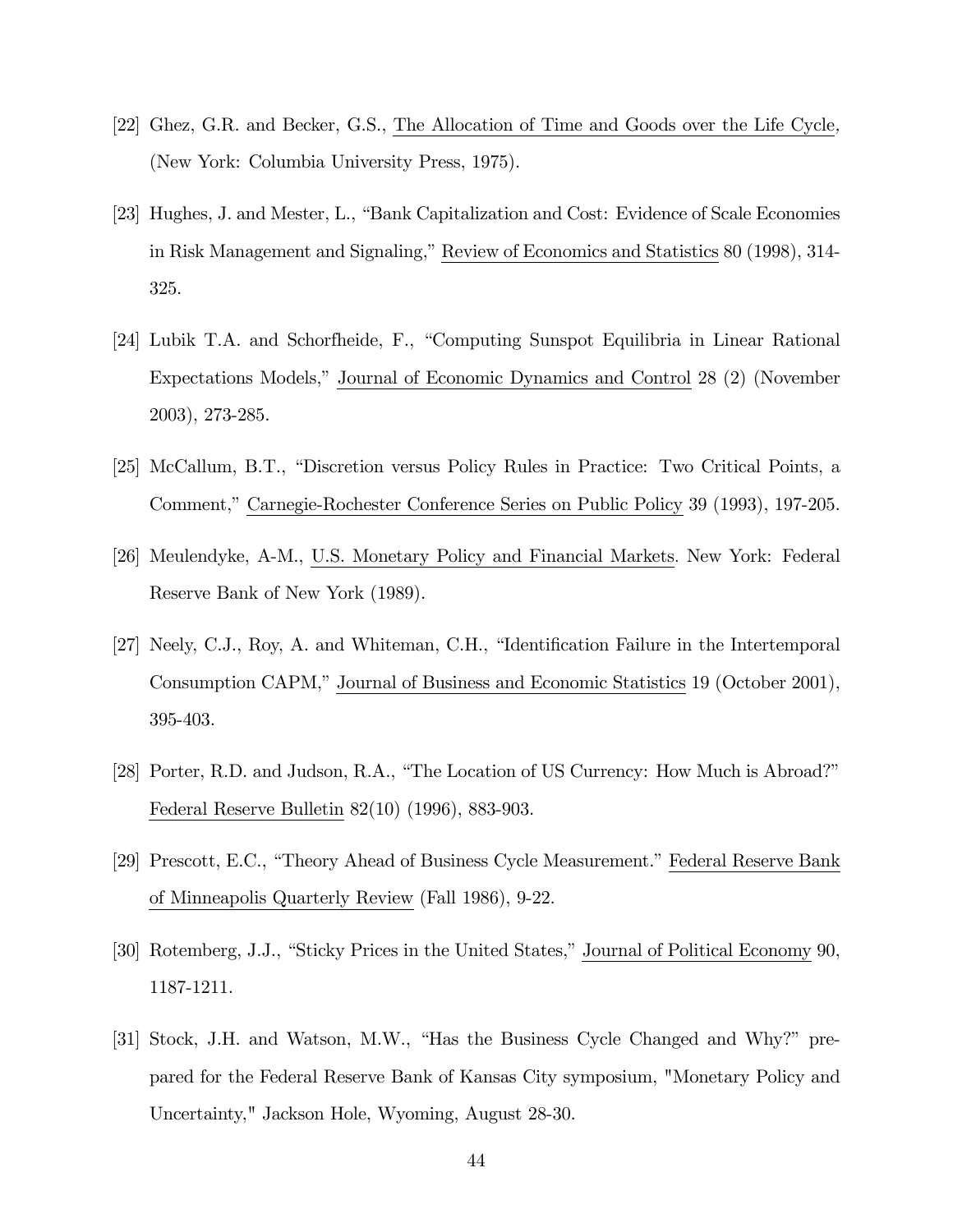[22] Ghez, G.R. and Becker, G.S., The Allocation of Time and Goods over the Life Cycle, (New York: Columbia University Press, 1975).

[23] Hughes, J. and Mester, L., "Bank Capitalization and Cost: Evidence of Scale Economies in Risk Management and Signaling," Review of Economics and Statistics 80 (1998), 314-325.

[24] Lubik T.A. and Schorfheide, F., "Computing Sunspot Equilibria in Linear Rational Expectations Models," Journal of Economic Dynamics and Control 28 (2) (November 2003), 273-285.

[25] McCallum, B.T., "Discretion versus Policy Rules in Practice: Two Critical Points, a Comment," Carnegie-Rochester Conference Series on Public Policy 39 (1993), 197-205.

[26] Meulendyke, A-M., U.S. Monetary Policy and Financial Markets. New York: Federal Reserve Bank of New York (1989).

[27] Neely, C.J., Roy, A. and Whiteman, C.H., "Identification Failure in the Intertemporal Consumption CAPM," Journal of Business and Economic Statistics 19 (October 2001), 395-403.

[28] Porter, R.D. and Judson, R.A., "The Location of US Currency: How Much is Abroad?" Federal Reserve Bulletin 82(10) (1996), 883-903.

[29] Prescott, E.C., "Theory Ahead of Business Cycle Measurement." Federal Reserve Bank of Minneapolis Quarterly Review (Fall 1986), 9-22.

[30] Rotemberg, J.J., "Sticky Prices in the United States," Journal of Political Economy 90, 1187-1211.

[31] Stock, J.H. and Watson, M.W., "Has the Business Cycle Changed and Why?" prepared for the Federal Reserve Bank of Kansas City symposium, "Monetary Policy and Uncertainty," Jackson Hole, Wyoming, August 28-30.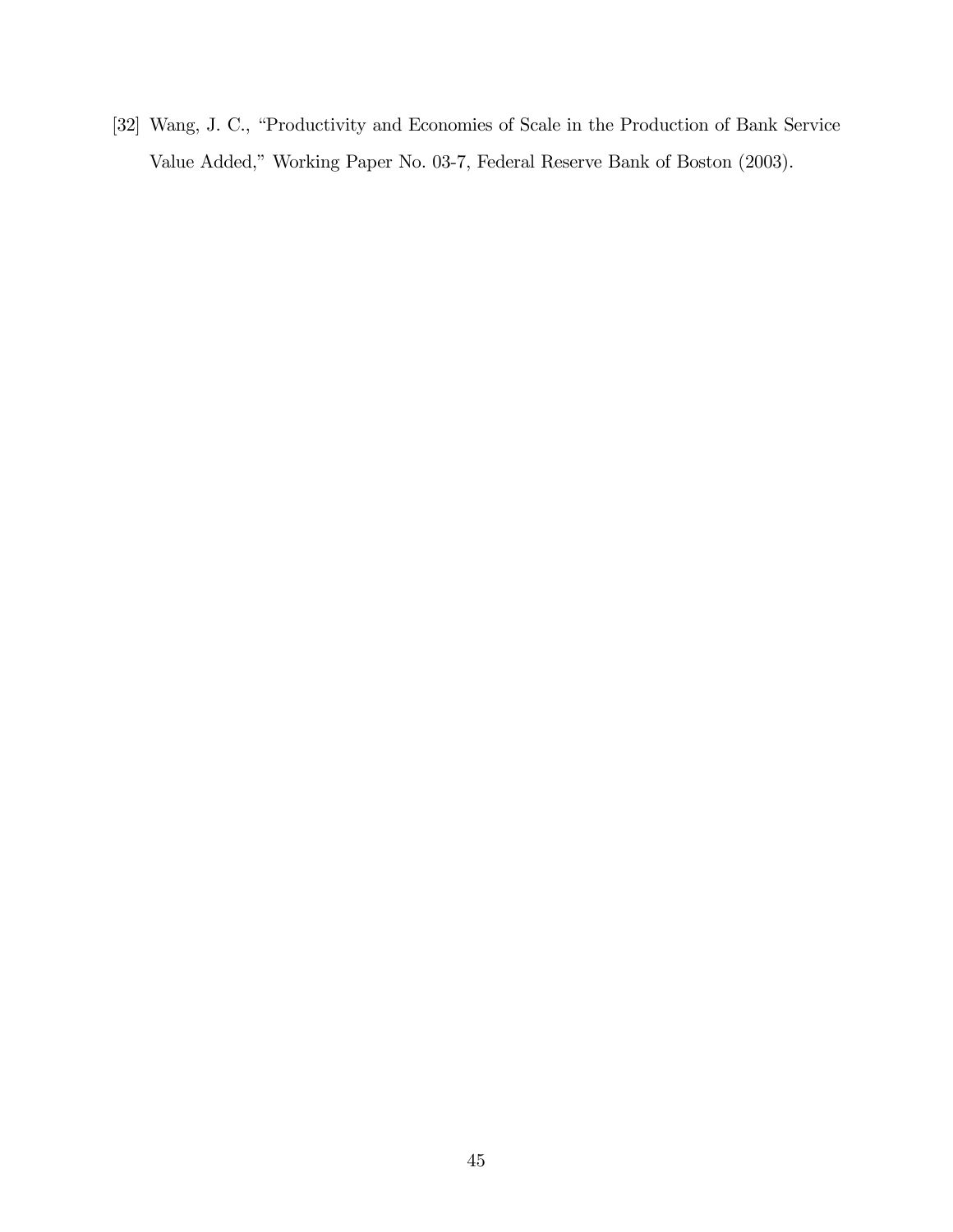[32] Wang, J. C., "Productivity and Economies of Scale in the Production of Bank Service Value Added," Working Paper No. 03-7, Federal Reserve Bank of Boston (2003).